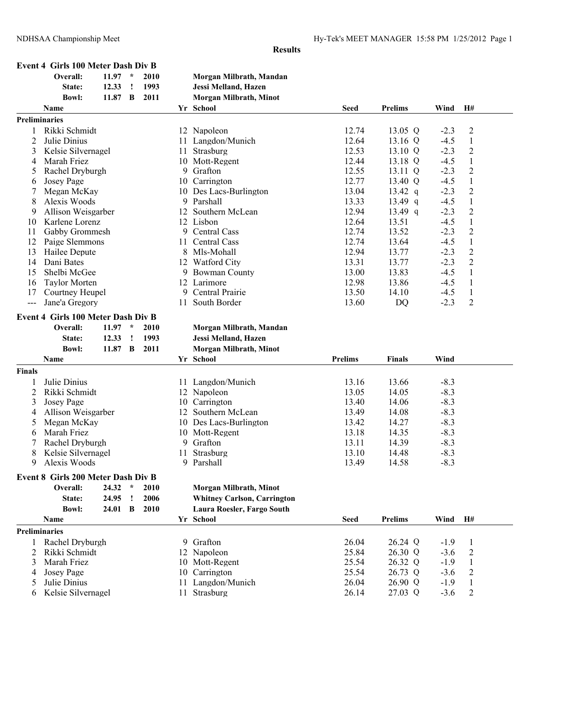**Results**

### Event 4 Girls 100 Meter Dash Div B

| | | | | |
|---|---|---|---|---|
| Overall: | 11.97 | * | 2010 | Morgan Milbrath, Mandan |
| State: | 12.33 | ! | 1993 | Jessi Melland, Hazen |
| Bowl: | 11.87 | B | 2011 | Morgan Milbrath, Minot |

**Preliminaries**

| | Name | Yr | School | Seed | Prelims | Wind | H# |
|---|---|---|---|---|---|---|---|
| 1 | Rikki Schmidt | 12 | Napoleon | 12.74 | 13.05 Q | -2.3 | 2 |
| 2 | Julie Dinius | 11 | Langdon/Munich | 12.64 | 13.16 Q | -4.5 | 1 |
| 3 | Kelsie Silvernagel | 11 | Strasburg | 12.53 | 13.10 Q | -2.3 | 2 |
| 4 | Marah Friez | 10 | Mott-Regent | 12.44 | 13.18 Q | -4.5 | 1 |
| 5 | Rachel Dryburgh | 9 | Grafton | 12.55 | 13.11 Q | -2.3 | 2 |
| 6 | Josey Page | 10 | Carrington | 12.77 | 13.40 Q | -4.5 | 1 |
| 7 | Megan McKay | 10 | Des Lacs-Burlington | 13.04 | 13.42 q | -2.3 | 2 |
| 8 | Alexis Woods | 9 | Parshall | 13.33 | 13.49 q | -4.5 | 1 |
| 9 | Allison Weisgarber | 12 | Southern McLean | 12.94 | 13.49 q | -2.3 | 2 |
| 10 | Karlene Lorenz | 12 | Lisbon | 12.64 | 13.51 | -4.5 | 1 |
| 11 | Gabby Grommesh | 9 | Central Cass | 12.74 | 13.52 | -2.3 | 2 |
| 12 | Paige Slemmons | 11 | Central Cass | 12.74 | 13.64 | -4.5 | 1 |
| 13 | Hailee Depute | 8 | Mls-Mohall | 12.94 | 13.77 | -2.3 | 2 |
| 14 | Dani Bates | 12 | Watford City | 13.31 | 13.77 | -2.3 | 2 |
| 15 | Shelbi McGee | 9 | Bowman County | 13.00 | 13.83 | -4.5 | 1 |
| 16 | Taylor Morten | 12 | Larimore | 12.98 | 13.86 | -4.5 | 1 |
| 17 | Courtney Heupel | 9 | Central Prairie | 13.50 | 14.10 | -4.5 | 1 |
| --- | Jane'a Gregory | 11 | South Border | 13.60 | DQ | -2.3 | 2 |

### Event 4 Girls 100 Meter Dash Div B

| | | | | |
|---|---|---|---|---|
| Overall: | 11.97 | * | 2010 | Morgan Milbrath, Mandan |
| State: | 12.33 | ! | 1993 | Jessi Melland, Hazen |
| Bowl: | 11.87 | B | 2011 | Morgan Milbrath, Minot |

**Finals**

| | Name | Yr | School | Prelims | Finals | Wind |
|---|---|---|---|---|---|---|
| 1 | Julie Dinius | 11 | Langdon/Munich | 13.16 | 13.66 | -8.3 |
| 2 | Rikki Schmidt | 12 | Napoleon | 13.05 | 14.05 | -8.3 |
| 3 | Josey Page | 10 | Carrington | 13.40 | 14.06 | -8.3 |
| 4 | Allison Weisgarber | 12 | Southern McLean | 13.49 | 14.08 | -8.3 |
| 5 | Megan McKay | 10 | Des Lacs-Burlington | 13.42 | 14.27 | -8.3 |
| 6 | Marah Friez | 10 | Mott-Regent | 13.18 | 14.35 | -8.3 |
| 7 | Rachel Dryburgh | 9 | Grafton | 13.11 | 14.39 | -8.3 |
| 8 | Kelsie Silvernagel | 11 | Strasburg | 13.10 | 14.48 | -8.3 |
| 9 | Alexis Woods | 9 | Parshall | 13.49 | 14.58 | -8.3 |

### Event 8 Girls 200 Meter Dash Div B

| | | | | |
|---|---|---|---|---|
| Overall: | 24.32 | * | 2010 | Morgan Milbrath, Minot |
| State: | 24.95 | ! | 2006 | Whitney Carlson, Carrington |
| Bowl: | 24.01 | B | 2010 | Laura Roesler, Fargo South |

**Preliminaries**

| | Name | Yr | School | Seed | Prelims | Wind | H# |
|---|---|---|---|---|---|---|---|
| 1 | Rachel Dryburgh | 9 | Grafton | 26.04 | 26.24 Q | -1.9 | 1 |
| 2 | Rikki Schmidt | 12 | Napoleon | 25.84 | 26.30 Q | -3.6 | 2 |
| 3 | Marah Friez | 10 | Mott-Regent | 25.54 | 26.32 Q | -1.9 | 1 |
| 4 | Josey Page | 10 | Carrington | 25.54 | 26.73 Q | -3.6 | 2 |
| 5 | Julie Dinius | 11 | Langdon/Munich | 26.04 | 26.90 Q | -1.9 | 1 |
| 6 | Kelsie Silvernagel | 11 | Strasburg | 26.14 | 27.03 Q | -3.6 | 2 |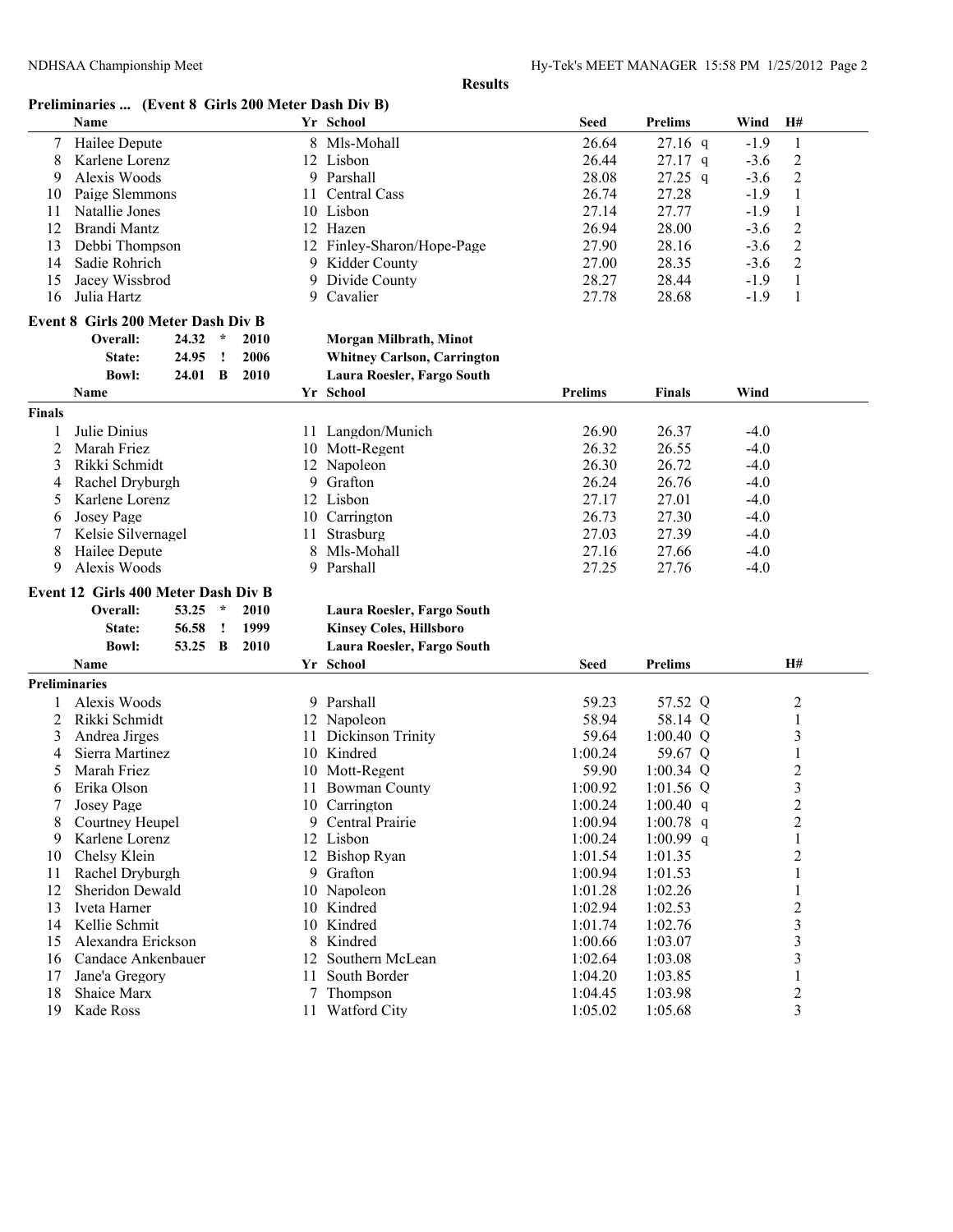**Results**

### Preliminaries ... (Event 8 Girls 200 Meter Dash Div B)

| | Name | Yr | School | Seed | Prelims | | Wind | H# |
|---|---|---|---|---|---|---|---|---|
| 7 | Hailee Depute | 8 | Mls-Mohall | 26.64 | 27.16 | q | -1.9 | 1 |
| 8 | Karlene Lorenz | 12 | Lisbon | 26.44 | 27.17 | q | -3.6 | 2 |
| 9 | Alexis Woods | 9 | Parshall | 28.08 | 27.25 | q | -3.6 | 2 |
| 10 | Paige Slemmons | 11 | Central Cass | 26.74 | 27.28 | | -1.9 | 1 |
| 11 | Natallie Jones | 10 | Lisbon | 27.14 | 27.77 | | -1.9 | 1 |
| 12 | Brandi Mantz | 12 | Hazen | 26.94 | 28.00 | | -3.6 | 2 |
| 13 | Debbi Thompson | 12 | Finley-Sharon/Hope-Page | 27.90 | 28.16 | | -3.6 | 2 |
| 14 | Sadie Rohrich | 9 | Kidder County | 27.00 | 28.35 | | -3.6 | 2 |
| 15 | Jacey Wissbrod | 9 | Divide County | 28.27 | 28.44 | | -1.9 | 1 |
| 16 | Julia Hartz | 9 | Cavalier | 27.78 | 28.68 | | -1.9 | 1 |

### Event 8 Girls 200 Meter Dash Div B

| | | | | |
|---|---|---|---|---|
| **Overall:** | **24.32** | **\*** | **2010** | **Morgan Milbrath, Minot** |
| **State:** | **24.95** | **!** | **2006** | **Whitney Carlson, Carrington** |
| **Bowl:** | **24.01** | **B** | **2010** | **Laura Roesler, Fargo South** |

**Finals**

| | Name | Yr | School | Prelims | Finals | Wind |
|---|---|---|---|---|---|---|
| 1 | Julie Dinius | 11 | Langdon/Munich | 26.90 | 26.37 | -4.0 |
| 2 | Marah Friez | 10 | Mott-Regent | 26.32 | 26.55 | -4.0 |
| 3 | Rikki Schmidt | 12 | Napoleon | 26.30 | 26.72 | -4.0 |
| 4 | Rachel Dryburgh | 9 | Grafton | 26.24 | 26.76 | -4.0 |
| 5 | Karlene Lorenz | 12 | Lisbon | 27.17 | 27.01 | -4.0 |
| 6 | Josey Page | 10 | Carrington | 26.73 | 27.30 | -4.0 |
| 7 | Kelsie Silvernagel | 11 | Strasburg | 27.03 | 27.39 | -4.0 |
| 8 | Hailee Depute | 8 | Mls-Mohall | 27.16 | 27.66 | -4.0 |
| 9 | Alexis Woods | 9 | Parshall | 27.25 | 27.76 | -4.0 |

### Event 12 Girls 400 Meter Dash Div B

| | | | | |
|---|---|---|---|---|
| **Overall:** | **53.25** | **\*** | **2010** | **Laura Roesler, Fargo South** |
| **State:** | **56.58** | **!** | **1999** | **Kinsey Coles, Hillsboro** |
| **Bowl:** | **53.25** | **B** | **2010** | **Laura Roesler, Fargo South** |

**Preliminaries**

| | Name | Yr | School | Seed | Prelims | | H# |
|---|---|---|---|---|---|---|---|
| 1 | Alexis Woods | 9 | Parshall | 59.23 | 57.52 | Q | 2 |
| 2 | Rikki Schmidt | 12 | Napoleon | 58.94 | 58.14 | Q | 1 |
| 3 | Andrea Jirges | 11 | Dickinson Trinity | 59.64 | 1:00.40 | Q | 3 |
| 4 | Sierra Martinez | 10 | Kindred | 1:00.24 | 59.67 | Q | 1 |
| 5 | Marah Friez | 10 | Mott-Regent | 59.90 | 1:00.34 | Q | 2 |
| 6 | Erika Olson | 11 | Bowman County | 1:00.92 | 1:01.56 | Q | 3 |
| 7 | Josey Page | 10 | Carrington | 1:00.24 | 1:00.40 | q | 2 |
| 8 | Courtney Heupel | 9 | Central Prairie | 1:00.94 | 1:00.78 | q | 2 |
| 9 | Karlene Lorenz | 12 | Lisbon | 1:00.24 | 1:00.99 | q | 1 |
| 10 | Chelsy Klein | 12 | Bishop Ryan | 1:01.54 | 1:01.35 | | 2 |
| 11 | Rachel Dryburgh | 9 | Grafton | 1:00.94 | 1:01.53 | | 1 |
| 12 | Sheridon Dewald | 10 | Napoleon | 1:01.28 | 1:02.26 | | 1 |
| 13 | Iveta Harner | 10 | Kindred | 1:02.94 | 1:02.53 | | 2 |
| 14 | Kellie Schmit | 10 | Kindred | 1:01.74 | 1:02.76 | | 3 |
| 15 | Alexandra Erickson | 8 | Kindred | 1:00.66 | 1:03.07 | | 3 |
| 16 | Candace Ankenbauer | 12 | Southern McLean | 1:02.64 | 1:03.08 | | 3 |
| 17 | Jane'a Gregory | 11 | South Border | 1:04.20 | 1:03.85 | | 1 |
| 18 | Shaice Marx | 7 | Thompson | 1:04.45 | 1:03.98 | | 2 |
| 19 | Kade Ross | 11 | Watford City | 1:05.02 | 1:05.68 | | 3 |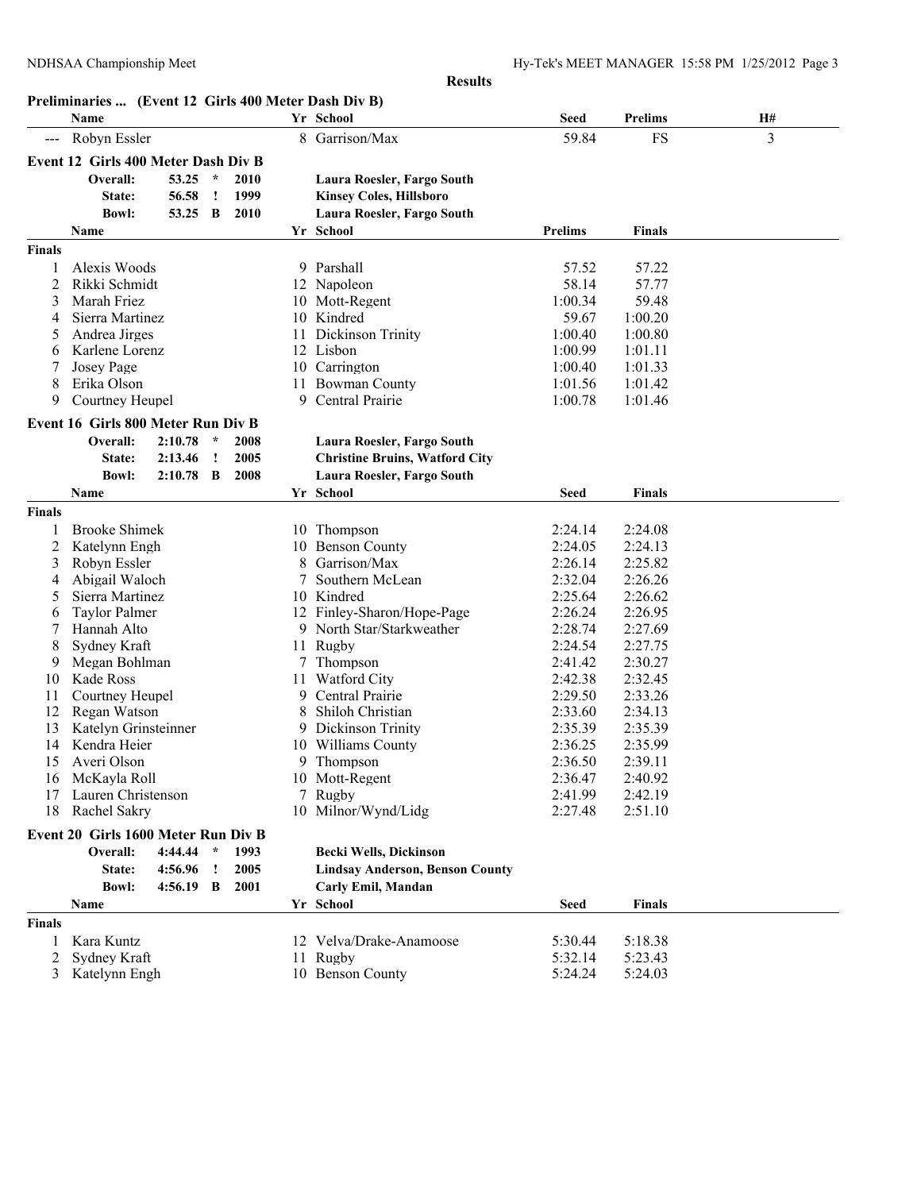**Results**

### Preliminaries ... (Event 12 Girls 400 Meter Dash Div B)

| | Name | Yr | School | Seed | Prelims | H# |
|---|---|---|---|---|---|---|
| --- | Robyn Essler | 8 | Garrison/Max | 59.84 | FS | 3 |

### Event 12 Girls 400 Meter Dash Div B

| | | | | |
|---|---|---|---|---|
| Overall: | 53.25 | * | 2010 | Laura Roesler, Fargo South |
| State: | 56.58 | ! | 1999 | Kinsey Coles, Hillsboro |
| Bowl: | 53.25 | B | 2010 | Laura Roesler, Fargo South |

**Finals**

| | Name | Yr | School | Prelims | Finals |
|---|---|---|---|---|---|
| 1 | Alexis Woods | 9 | Parshall | 57.52 | 57.22 |
| 2 | Rikki Schmidt | 12 | Napoleon | 58.14 | 57.77 |
| 3 | Marah Friez | 10 | Mott-Regent | 1:00.34 | 59.48 |
| 4 | Sierra Martinez | 10 | Kindred | 59.67 | 1:00.20 |
| 5 | Andrea Jirges | 11 | Dickinson Trinity | 1:00.40 | 1:00.80 |
| 6 | Karlene Lorenz | 12 | Lisbon | 1:00.99 | 1:01.11 |
| 7 | Josey Page | 10 | Carrington | 1:00.40 | 1:01.33 |
| 8 | Erika Olson | 11 | Bowman County | 1:01.56 | 1:01.42 |
| 9 | Courtney Heupel | 9 | Central Prairie | 1:00.78 | 1:01.46 |

### Event 16 Girls 800 Meter Run Div B

| | | | | |
|---|---|---|---|---|
| Overall: | 2:10.78 | * | 2008 | Laura Roesler, Fargo South |
| State: | 2:13.46 | ! | 2005 | Christine Bruins, Watford City |
| Bowl: | 2:10.78 | B | 2008 | Laura Roesler, Fargo South |

**Finals**

| | Name | Yr | School | Seed | Finals |
|---|---|---|---|---|---|
| 1 | Brooke Shimek | 10 | Thompson | 2:24.14 | 2:24.08 |
| 2 | Katelynn Engh | 10 | Benson County | 2:24.05 | 2:24.13 |
| 3 | Robyn Essler | 8 | Garrison/Max | 2:26.14 | 2:25.82 |
| 4 | Abigail Waloch | 7 | Southern McLean | 2:32.04 | 2:26.26 |
| 5 | Sierra Martinez | 10 | Kindred | 2:25.64 | 2:26.62 |
| 6 | Taylor Palmer | 12 | Finley-Sharon/Hope-Page | 2:26.24 | 2:26.95 |
| 7 | Hannah Alto | 9 | North Star/Starkweather | 2:28.74 | 2:27.69 |
| 8 | Sydney Kraft | 11 | Rugby | 2:24.54 | 2:27.75 |
| 9 | Megan Bohlman | 7 | Thompson | 2:41.42 | 2:30.27 |
| 10 | Kade Ross | 11 | Watford City | 2:42.38 | 2:32.45 |
| 11 | Courtney Heupel | 9 | Central Prairie | 2:29.50 | 2:33.26 |
| 12 | Regan Watson | 8 | Shiloh Christian | 2:33.60 | 2:34.13 |
| 13 | Katelyn Grinsteinner | 9 | Dickinson Trinity | 2:35.39 | 2:35.39 |
| 14 | Kendra Heier | 10 | Williams County | 2:36.25 | 2:35.99 |
| 15 | Averi Olson | 9 | Thompson | 2:36.50 | 2:39.11 |
| 16 | McKayla Roll | 10 | Mott-Regent | 2:36.47 | 2:40.92 |
| 17 | Lauren Christenson | 7 | Rugby | 2:41.99 | 2:42.19 |
| 18 | Rachel Sakry | 10 | Milnor/Wynd/Lidg | 2:27.48 | 2:51.10 |

### Event 20 Girls 1600 Meter Run Div B

| | | | | |
|---|---|---|---|---|
| Overall: | 4:44.44 | * | 1993 | Becki Wells, Dickinson |
| State: | 4:56.96 | ! | 2005 | Lindsay Anderson, Benson County |
| Bowl: | 4:56.19 | B | 2001 | Carly Emil, Mandan |

**Finals**

| | Name | Yr | School | Seed | Finals |
|---|---|---|---|---|---|
| 1 | Kara Kuntz | 12 | Velva/Drake-Anamoose | 5:30.44 | 5:18.38 |
| 2 | Sydney Kraft | 11 | Rugby | 5:32.14 | 5:23.43 |
| 3 | Katelynn Engh | 10 | Benson County | 5:24.24 | 5:24.03 |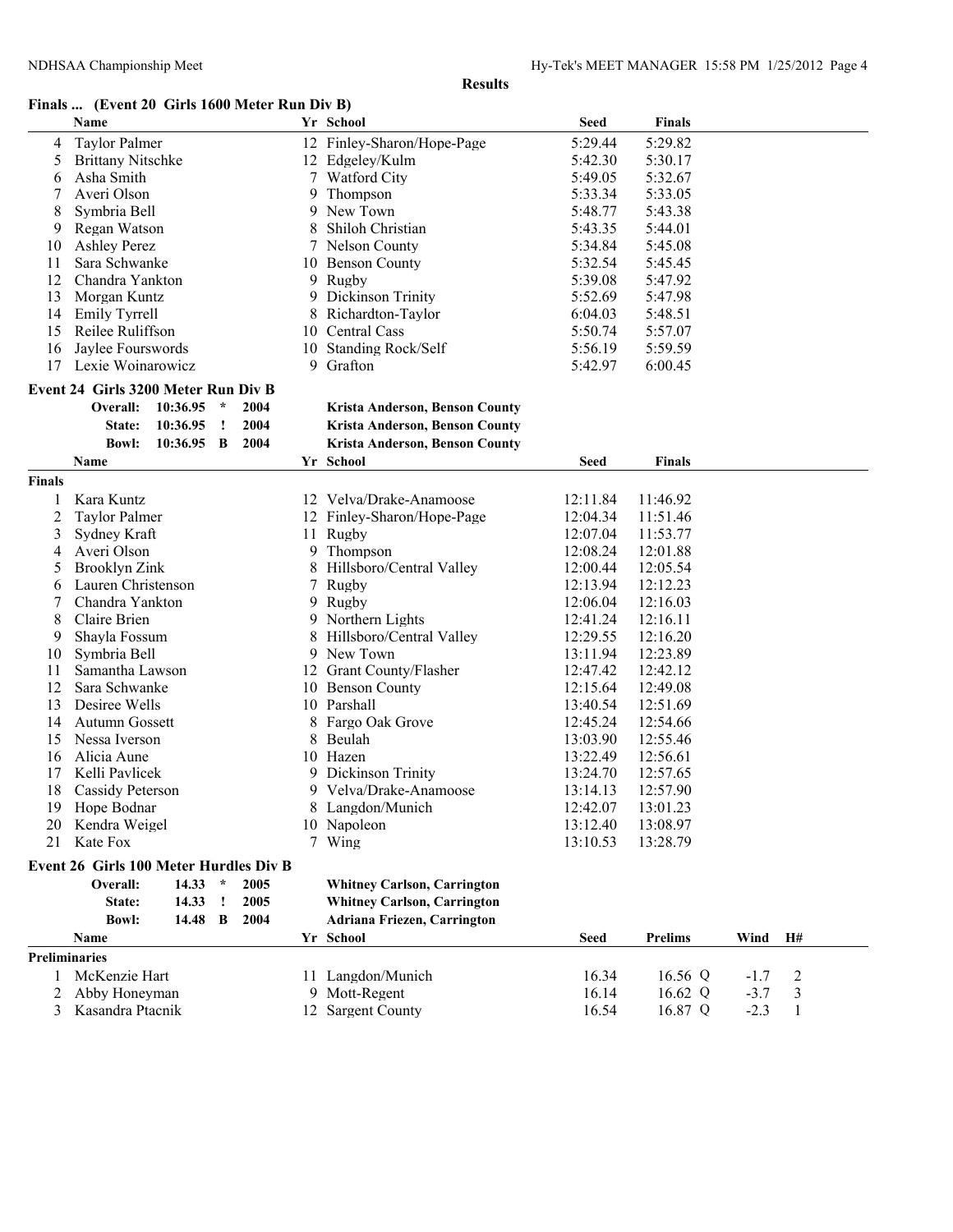**Results**

## Finals ... (Event 20 Girls 1600 Meter Run Div B)

| | Name | Yr | School | Seed | Finals |
|---|---|---|---|---|---|
| 4 | Taylor Palmer | 12 | Finley-Sharon/Hope-Page | 5:29.44 | 5:29.82 |
| 5 | Brittany Nitschke | 12 | Edgeley/Kulm | 5:42.30 | 5:30.17 |
| 6 | Asha Smith | 7 | Watford City | 5:49.05 | 5:32.67 |
| 7 | Averi Olson | 9 | Thompson | 5:33.34 | 5:33.05 |
| 8 | Symbria Bell | 9 | New Town | 5:48.77 | 5:43.38 |
| 9 | Regan Watson | 8 | Shiloh Christian | 5:43.35 | 5:44.01 |
| 10 | Ashley Perez | 7 | Nelson County | 5:34.84 | 5:45.08 |
| 11 | Sara Schwanke | 10 | Benson County | 5:32.54 | 5:45.45 |
| 12 | Chandra Yankton | 9 | Rugby | 5:39.08 | 5:47.92 |
| 13 | Morgan Kuntz | 9 | Dickinson Trinity | 5:52.69 | 5:47.98 |
| 14 | Emily Tyrrell | 8 | Richardton-Taylor | 6:04.03 | 5:48.51 |
| 15 | Reilee Ruliffson | 10 | Central Cass | 5:50.74 | 5:57.07 |
| 16 | Jaylee Fourswords | 10 | Standing Rock/Self | 5:56.19 | 5:59.59 |
| 17 | Lexie Woinarowicz | 9 | Grafton | 5:42.97 | 6:00.45 |

## Event 24 Girls 3200 Meter Run Div B

| | | | | |
|---|---|---|---|---|
| Overall: | 10:36.95 | * | 2004 | **Krista Anderson, Benson County** |
| State: | 10:36.95 | ! | 2004 | **Krista Anderson, Benson County** |
| Bowl: | 10:36.95 | B | 2004 | **Krista Anderson, Benson County** |

**Finals**

| | Name | Yr | School | Seed | Finals |
|---|---|---|---|---|---|
| 1 | Kara Kuntz | 12 | Velva/Drake-Anamoose | 12:11.84 | 11:46.92 |
| 2 | Taylor Palmer | 12 | Finley-Sharon/Hope-Page | 12:04.34 | 11:51.46 |
| 3 | Sydney Kraft | 11 | Rugby | 12:07.04 | 11:53.77 |
| 4 | Averi Olson | 9 | Thompson | 12:08.24 | 12:01.88 |
| 5 | Brooklyn Zink | 8 | Hillsboro/Central Valley | 12:00.44 | 12:05.54 |
| 6 | Lauren Christenson | 7 | Rugby | 12:13.94 | 12:12.23 |
| 7 | Chandra Yankton | 9 | Rugby | 12:06.04 | 12:16.03 |
| 8 | Claire Brien | 9 | Northern Lights | 12:41.24 | 12:16.11 |
| 9 | Shayla Fossum | 8 | Hillsboro/Central Valley | 12:29.55 | 12:16.20 |
| 10 | Symbria Bell | 9 | New Town | 13:11.94 | 12:23.89 |
| 11 | Samantha Lawson | 12 | Grant County/Flasher | 12:47.42 | 12:42.12 |
| 12 | Sara Schwanke | 10 | Benson County | 12:15.64 | 12:49.08 |
| 13 | Desiree Wells | 10 | Parshall | 13:40.54 | 12:51.69 |
| 14 | Autumn Gossett | 8 | Fargo Oak Grove | 12:45.24 | 12:54.66 |
| 15 | Nessa Iverson | 8 | Beulah | 13:03.90 | 12:55.46 |
| 16 | Alicia Aune | 10 | Hazen | 13:22.49 | 12:56.61 |
| 17 | Kelli Pavlicek | 9 | Dickinson Trinity | 13:24.70 | 12:57.65 |
| 18 | Cassidy Peterson | 9 | Velva/Drake-Anamoose | 13:14.13 | 12:57.90 |
| 19 | Hope Bodnar | 8 | Langdon/Munich | 12:42.07 | 13:01.23 |
| 20 | Kendra Weigel | 10 | Napoleon | 13:12.40 | 13:08.97 |
| 21 | Kate Fox | 7 | Wing | 13:10.53 | 13:28.79 |

## Event 26 Girls 100 Meter Hurdles Div B

| | | | | |
|---|---|---|---|---|
| Overall: | 14.33 | * | 2005 | **Whitney Carlson, Carrington** |
| State: | 14.33 | ! | 2005 | **Whitney Carlson, Carrington** |
| Bowl: | 14.48 | B | 2004 | **Adriana Friezen, Carrington** |

**Preliminaries**

| | Name | Yr | School | Seed | Prelims | Wind | H# |
|---|---|---|---|---|---|---|---|
| 1 | McKenzie Hart | 11 | Langdon/Munich | 16.34 | 16.56 Q | -1.7 | 2 |
| 2 | Abby Honeyman | 9 | Mott-Regent | 16.14 | 16.62 Q | -3.7 | 3 |
| 3 | Kasandra Ptacnik | 12 | Sargent County | 16.54 | 16.87 Q | -2.3 | 1 |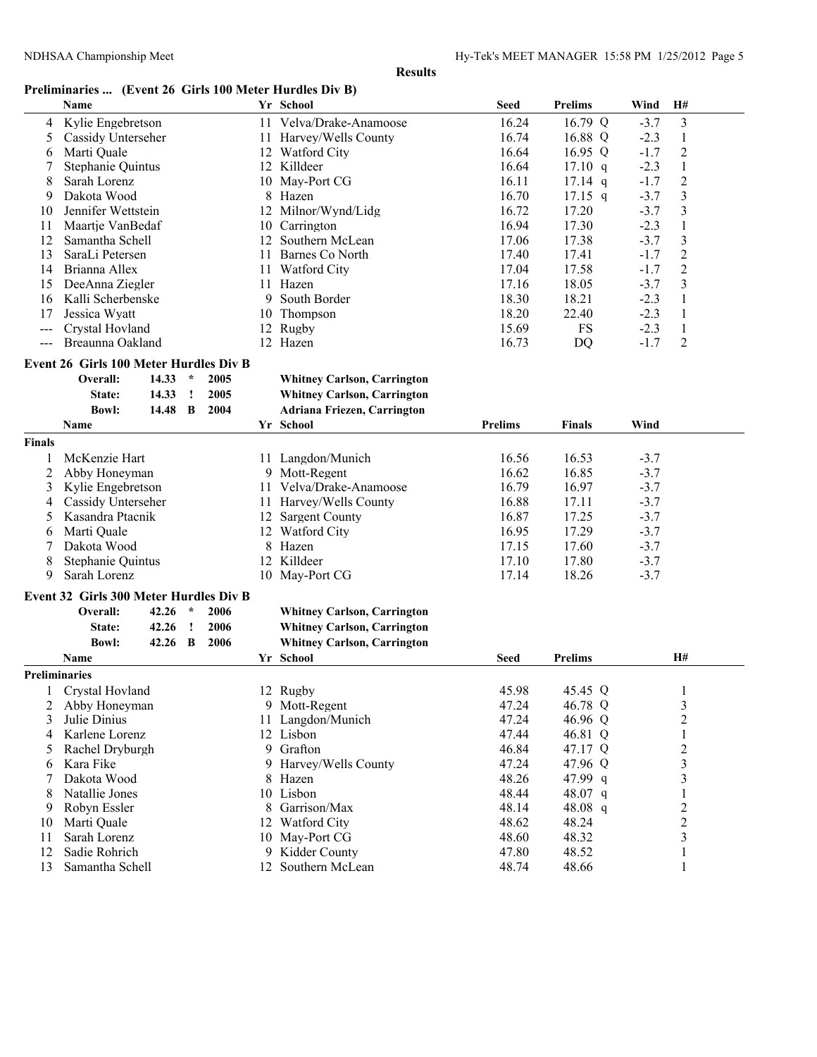**Results**

## Preliminaries ... (Event 26 Girls 100 Meter Hurdles Div B)

| | Name | Yr | School | Seed | Prelims | Wind | H# |
|---|---|---|---|---|---|---|---|
| 4 | Kylie Engebretson | 11 | Velva/Drake-Anamoose | 16.24 | 16.79 Q | -3.7 | 3 |
| 5 | Cassidy Unterseher | 11 | Harvey/Wells County | 16.74 | 16.88 Q | -2.3 | 1 |
| 6 | Marti Quale | 12 | Watford City | 16.64 | 16.95 Q | -1.7 | 2 |
| 7 | Stephanie Quintus | 12 | Killdeer | 16.64 | 17.10 q | -2.3 | 1 |
| 8 | Sarah Lorenz | 10 | May-Port CG | 16.11 | 17.14 q | -1.7 | 2 |
| 9 | Dakota Wood | 8 | Hazen | 16.70 | 17.15 q | -3.7 | 3 |
| 10 | Jennifer Wettstein | 12 | Milnor/Wynd/Lidg | 16.72 | 17.20 | -3.7 | 3 |
| 11 | Maartje VanBedaf | 10 | Carrington | 16.94 | 17.30 | -2.3 | 1 |
| 12 | Samantha Schell | 12 | Southern McLean | 17.06 | 17.38 | -3.7 | 3 |
| 13 | SaraLi Petersen | 11 | Barnes Co North | 17.40 | 17.41 | -1.7 | 2 |
| 14 | Brianna Allex | 11 | Watford City | 17.04 | 17.58 | -1.7 | 2 |
| 15 | DeeAnna Ziegler | 11 | Hazen | 17.16 | 18.05 | -3.7 | 3 |
| 16 | Kalli Scherbenske | 9 | South Border | 18.30 | 18.21 | -2.3 | 1 |
| 17 | Jessica Wyatt | 10 | Thompson | 18.20 | 22.40 | -2.3 | 1 |
| --- | Crystal Hovland | 12 | Rugby | 15.69 | FS | -2.3 | 1 |
| --- | Breaunna Oakland | 12 | Hazen | 16.73 | DQ | -1.7 | 2 |

## Event 26 Girls 100 Meter Hurdles Div B

| | | | | |
|---|---|---|---|---|
| Overall: | 14.33 | * | 2005 | Whitney Carlson, Carrington |
| State: | 14.33 | ! | 2005 | Whitney Carlson, Carrington |
| Bowl: | 14.48 | B | 2004 | Adriana Friezen, Carrington |

| | Name | Yr | School | Prelims | Finals | Wind |
|---|---|---|---|---|---|---|
| **Finals** | | | | | | |
| 1 | McKenzie Hart | 11 | Langdon/Munich | 16.56 | 16.53 | -3.7 |
| 2 | Abby Honeyman | 9 | Mott-Regent | 16.62 | 16.85 | -3.7 |
| 3 | Kylie Engebretson | 11 | Velva/Drake-Anamoose | 16.79 | 16.97 | -3.7 |
| 4 | Cassidy Unterseher | 11 | Harvey/Wells County | 16.88 | 17.11 | -3.7 |
| 5 | Kasandra Ptacnik | 12 | Sargent County | 16.87 | 17.25 | -3.7 |
| 6 | Marti Quale | 12 | Watford City | 16.95 | 17.29 | -3.7 |
| 7 | Dakota Wood | 8 | Hazen | 17.15 | 17.60 | -3.7 |
| 8 | Stephanie Quintus | 12 | Killdeer | 17.10 | 17.80 | -3.7 |
| 9 | Sarah Lorenz | 10 | May-Port CG | 17.14 | 18.26 | -3.7 |

## Event 32 Girls 300 Meter Hurdles Div B

| | | | | |
|---|---|---|---|---|
| Overall: | 42.26 | * | 2006 | Whitney Carlson, Carrington |
| State: | 42.26 | ! | 2006 | Whitney Carlson, Carrington |
| Bowl: | 42.26 | B | 2006 | Whitney Carlson, Carrington |

| | Name | Yr | School | Seed | Prelims | H# |
|---|---|---|---|---|---|---|
| **Preliminaries** | | | | | | |
| 1 | Crystal Hovland | 12 | Rugby | 45.98 | 45.45 Q | 1 |
| 2 | Abby Honeyman | 9 | Mott-Regent | 47.24 | 46.78 Q | 3 |
| 3 | Julie Dinius | 11 | Langdon/Munich | 47.24 | 46.96 Q | 2 |
| 4 | Karlene Lorenz | 12 | Lisbon | 47.44 | 46.81 Q | 1 |
| 5 | Rachel Dryburgh | 9 | Grafton | 46.84 | 47.17 Q | 2 |
| 6 | Kara Fike | 9 | Harvey/Wells County | 47.24 | 47.96 Q | 3 |
| 7 | Dakota Wood | 8 | Hazen | 48.26 | 47.99 q | 3 |
| 8 | Natallie Jones | 10 | Lisbon | 48.44 | 48.07 q | 1 |
| 9 | Robyn Essler | 8 | Garrison/Max | 48.14 | 48.08 q | 2 |
| 10 | Marti Quale | 12 | Watford City | 48.62 | 48.24 | 2 |
| 11 | Sarah Lorenz | 10 | May-Port CG | 48.60 | 48.32 | 3 |
| 12 | Sadie Rohrich | 9 | Kidder County | 47.80 | 48.52 | 1 |
| 13 | Samantha Schell | 12 | Southern McLean | 48.74 | 48.66 | 1 |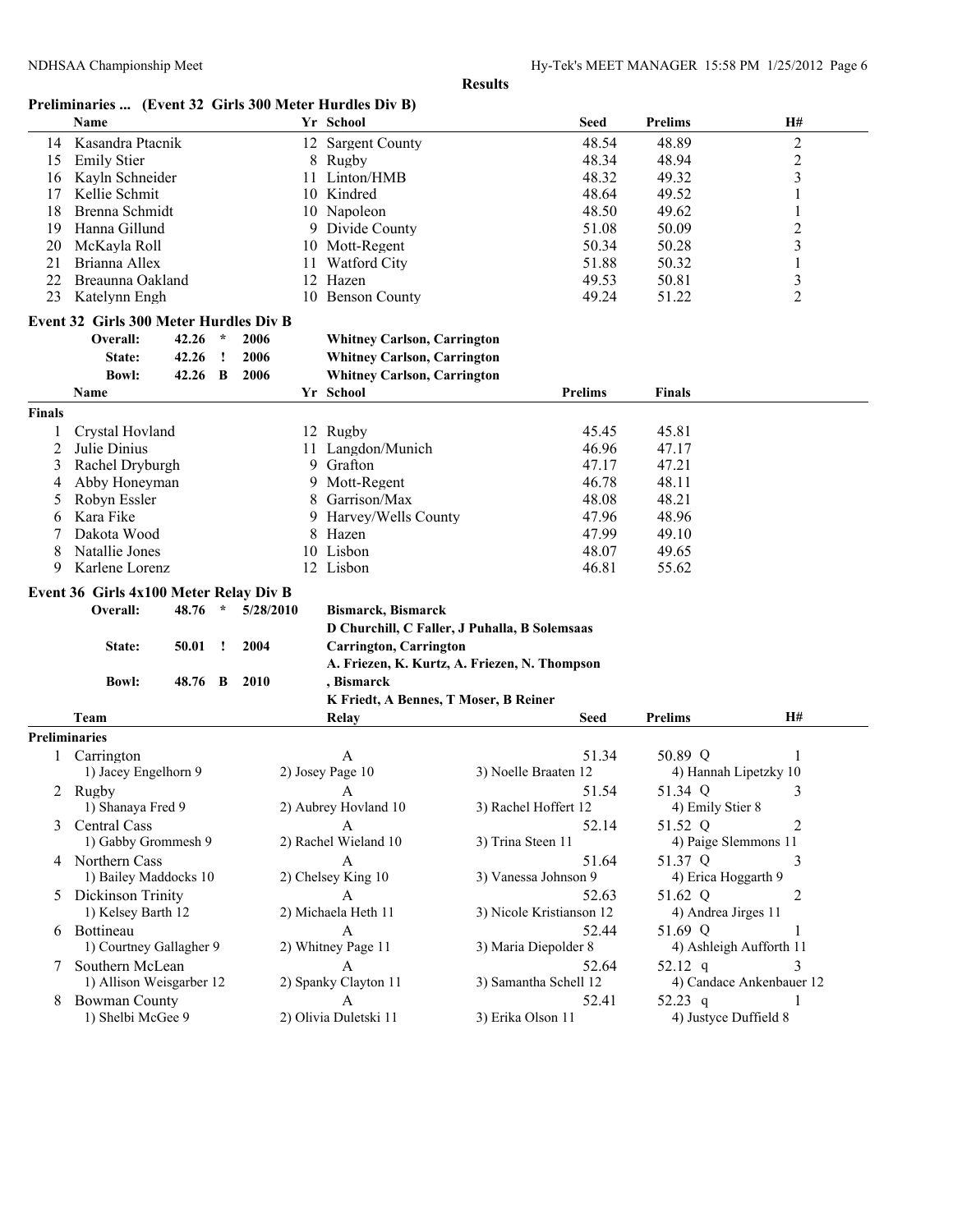**Results**

## Preliminaries ... (Event 32 Girls 300 Meter Hurdles Div B)

| | Name | Yr | School | Seed | Prelims | H# |
|---|---|---|---|---|---|---|
| 14 | Kasandra Ptacnik | 12 | Sargent County | 48.54 | 48.89 | 2 |
| 15 | Emily Stier | 8 | Rugby | 48.34 | 48.94 | 2 |
| 16 | Kayln Schneider | 11 | Linton/HMB | 48.32 | 49.32 | 3 |
| 17 | Kellie Schmit | 10 | Kindred | 48.64 | 49.52 | 1 |
| 18 | Brenna Schmidt | 10 | Napoleon | 48.50 | 49.62 | 1 |
| 19 | Hanna Gillund | 9 | Divide County | 51.08 | 50.09 | 2 |
| 20 | McKayla Roll | 10 | Mott-Regent | 50.34 | 50.28 | 3 |
| 21 | Brianna Allex | 11 | Watford City | 51.88 | 50.32 | 1 |
| 22 | Breaunna Oakland | 12 | Hazen | 49.53 | 50.81 | 3 |
| 23 | Katelynn Engh | 10 | Benson County | 49.24 | 51.22 | 2 |

## Event 32 Girls 300 Meter Hurdles Div B

| | | | | |
|---|---|---|---|---|
| Overall: | 42.26 | * | 2006 | Whitney Carlson, Carrington |
| State: | 42.26 | ! | 2006 | Whitney Carlson, Carrington |
| Bowl: | 42.26 | B | 2006 | Whitney Carlson, Carrington |

**Finals**

| | Name | Yr | School | Prelims | Finals |
|---|---|---|---|---|---|
| 1 | Crystal Hovland | 12 | Rugby | 45.45 | 45.81 |
| 2 | Julie Dinius | 11 | Langdon/Munich | 46.96 | 47.17 |
| 3 | Rachel Dryburgh | 9 | Grafton | 47.17 | 47.21 |
| 4 | Abby Honeyman | 9 | Mott-Regent | 46.78 | 48.11 |
| 5 | Robyn Essler | 8 | Garrison/Max | 48.08 | 48.21 |
| 6 | Kara Fike | 9 | Harvey/Wells County | 47.96 | 48.96 |
| 7 | Dakota Wood | 8 | Hazen | 47.99 | 49.10 |
| 8 | Natallie Jones | 10 | Lisbon | 48.07 | 49.65 |
| 9 | Karlene Lorenz | 12 | Lisbon | 46.81 | 55.62 |

## Event 36 Girls 4x100 Meter Relay Div B

| | | | | |
|---|---|---|---|---|
| Overall: | 48.76 | * | 5/28/2010 | Bismarck, Bismarck<br>D Churchill, C Faller, J Puhalla, B Solemsaas |
| State: | 50.01 | ! | 2004 | Carrington, Carrington<br>A. Friezen, K. Kurtz, A. Friezen, N. Thompson |
| Bowl: | 48.76 | B | 2010 | , Bismarck<br>K Friedt, A Bennes, T Moser, B Reiner |

**Preliminaries**

| | Team | Relay | Seed | Prelims | H# |
|---|---|---|---|---|---|
| 1 | Carrington | A | 51.34 | 50.89 Q | 1 |
| | 1) Jacey Engelhorn 9 | 2) Josey Page 10 | 3) Noelle Braaten 12 | 4) Hannah Lipetzky 10 | |
| 2 | Rugby | A | 51.54 | 51.34 Q | 3 |
| | 1) Shanaya Fred 9 | 2) Aubrey Hovland 10 | 3) Rachel Hoffert 12 | 4) Emily Stier 8 | |
| 3 | Central Cass | A | 52.14 | 51.52 Q | 2 |
| | 1) Gabby Grommesh 9 | 2) Rachel Wieland 10 | 3) Trina Steen 11 | 4) Paige Slemmons 11 | |
| 4 | Northern Cass | A | 51.64 | 51.37 Q | 3 |
| | 1) Bailey Maddocks 10 | 2) Chelsey King 10 | 3) Vanessa Johnson 9 | 4) Erica Hoggarth 9 | |
| 5 | Dickinson Trinity | A | 52.63 | 51.62 Q | 2 |
| | 1) Kelsey Barth 12 | 2) Michaela Heth 11 | 3) Nicole Kristianson 12 | 4) Andrea Jirges 11 | |
| 6 | Bottineau | A | 52.44 | 51.69 Q | 1 |
| | 1) Courtney Gallagher 9 | 2) Whitney Page 11 | 3) Maria Diepolder 8 | 4) Ashleigh Aufforth 11 | |
| 7 | Southern McLean | A | 52.64 | 52.12 q | 3 |
| | 1) Allison Weisgarber 12 | 2) Spanky Clayton 11 | 3) Samantha Schell 12 | 4) Candace Ankenbauer 12 | |
| 8 | Bowman County | A | 52.41 | 52.23 q | 1 |
| | 1) Shelbi McGee 9 | 2) Olivia Duletski 11 | 3) Erika Olson 11 | 4) Justyce Duffield 8 | |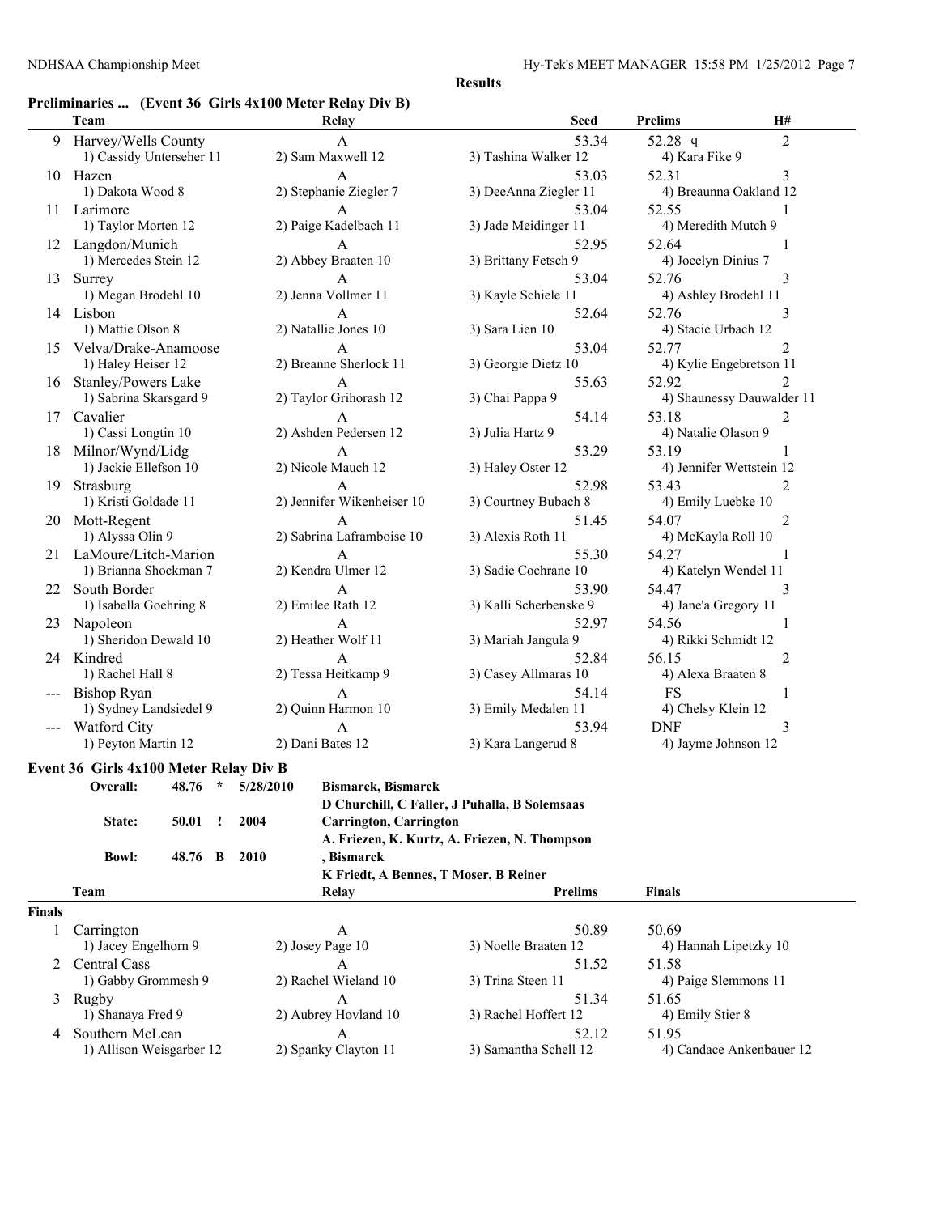**Results**

## Preliminaries ... (Event 36 Girls 4x100 Meter Relay Div B)

| | Team | Relay | | Seed | Prelims | H# |
|---|---|---|---|---|---|---|
| 9 | Harvey/Wells County | A | | 53.34 | 52.28 q | 2 |
| | 1) Cassidy Unterseher 11 | 2) Sam Maxwell 12 | 3) Tashina Walker 12 | | 4) Kara Fike 9 | |
| 10 | Hazen | A | | 53.03 | 52.31 | 3 |
| | 1) Dakota Wood 8 | 2) Stephanie Ziegler 7 | 3) DeeAnna Ziegler 11 | | 4) Breaunna Oakland 12 | |
| 11 | Larimore | A | | 53.04 | 52.55 | 1 |
| | 1) Taylor Morten 12 | 2) Paige Kadelbach 11 | 3) Jade Meidinger 11 | | 4) Meredith Mutch 9 | |
| 12 | Langdon/Munich | A | | 52.95 | 52.64 | 1 |
| | 1) Mercedes Stein 12 | 2) Abbey Braaten 10 | 3) Brittany Fetsch 9 | | 4) Jocelyn Dinius 7 | |
| 13 | Surrey | A | | 53.04 | 52.76 | 3 |
| | 1) Megan Brodehl 10 | 2) Jenna Vollmer 11 | 3) Kayle Schiele 11 | | 4) Ashley Brodehl 11 | |
| 14 | Lisbon | A | | 52.64 | 52.76 | 3 |
| | 1) Mattie Olson 8 | 2) Natallie Jones 10 | 3) Sara Lien 10 | | 4) Stacie Urbach 12 | |
| 15 | Velva/Drake-Anamoose | A | | 53.04 | 52.77 | 2 |
| | 1) Haley Heiser 12 | 2) Breanne Sherlock 11 | 3) Georgie Dietz 10 | | 4) Kylie Engebretson 11 | |
| 16 | Stanley/Powers Lake | A | | 55.63 | 52.92 | 2 |
| | 1) Sabrina Skarsgard 9 | 2) Taylor Grihorash 12 | 3) Chai Pappa 9 | | 4) Shaunessy Dauwalder 11 | |
| 17 | Cavalier | A | | 54.14 | 53.18 | 2 |
| | 1) Cassi Longtin 10 | 2) Ashden Pedersen 12 | 3) Julia Hartz 9 | | 4) Natalie Olason 9 | |
| 18 | Milnor/Wynd/Lidg | A | | 53.29 | 53.19 | 1 |
| | 1) Jackie Ellefson 10 | 2) Nicole Mauch 12 | 3) Haley Oster 12 | | 4) Jennifer Wettstein 12 | |
| 19 | Strasburg | A | | 52.98 | 53.43 | 2 |
| | 1) Kristi Goldade 11 | 2) Jennifer Wikenheiser 10 | 3) Courtney Bubach 8 | | 4) Emily Luebke 10 | |
| 20 | Mott-Regent | A | | 51.45 | 54.07 | 2 |
| | 1) Alyssa Olin 9 | 2) Sabrina Laframboise 10 | 3) Alexis Roth 11 | | 4) McKayla Roll 10 | |
| 21 | LaMoure/Litch-Marion | A | | 55.30 | 54.27 | 1 |
| | 1) Brianna Shockman 7 | 2) Kendra Ulmer 12 | 3) Sadie Cochrane 10 | | 4) Katelyn Wendel 11 | |
| 22 | South Border | A | | 53.90 | 54.47 | 3 |
| | 1) Isabella Goehring 8 | 2) Emilee Rath 12 | 3) Kalli Scherbenske 9 | | 4) Jane'a Gregory 11 | |
| 23 | Napoleon | A | | 52.97 | 54.56 | 1 |
| | 1) Sheridon Dewald 10 | 2) Heather Wolf 11 | 3) Mariah Jangula 9 | | 4) Rikki Schmidt 12 | |
| 24 | Kindred | A | | 52.84 | 56.15 | 2 |
| | 1) Rachel Hall 8 | 2) Tessa Heitkamp 9 | 3) Casey Allmaras 10 | | 4) Alexa Braaten 8 | |
| --- | Bishop Ryan | A | | 54.14 | FS | 1 |
| | 1) Sydney Landsiedel 9 | 2) Quinn Harmon 10 | 3) Emily Medalen 11 | | 4) Chelsy Klein 12 | |
| --- | Watford City | A | | 53.94 | DNF | 3 |
| | 1) Peyton Martin 12 | 2) Dani Bates 12 | 3) Kara Langerud 8 | | 4) Jayme Johnson 12 | |

## Event 36 Girls 4x100 Meter Relay Div B

| | | | | |
|---|---|---|---|---|
| **Overall:** | **48.76** | ***** | **5/28/2010** | **Bismarck, Bismarck** |
| | | | | **D Churchill, C Faller, J Puhalla, B Solemsaas** |
| **State:** | **50.01** | **!** | **2004** | **Carrington, Carrington** |
| | | | | **A. Friezen, K. Kurtz, A. Friezen, N. Thompson** |
| **Bowl:** | **48.76** | **B** | **2010** | **, Bismarck** |
| | | | | **K Friedt, A Bennes, T Moser, B Reiner** |

| | Team | Relay | | Prelims | Finals |
|---|---|---|---|---|---|
| **Finals** | | | | | |
| 1 | Carrington | A | | 50.89 | 50.69 |
| | 1) Jacey Engelhorn 9 | 2) Josey Page 10 | 3) Noelle Braaten 12 | | 4) Hannah Lipetzky 10 |
| 2 | Central Cass | A | | 51.52 | 51.58 |
| | 1) Gabby Grommesh 9 | 2) Rachel Wieland 10 | 3) Trina Steen 11 | | 4) Paige Slemmons 11 |
| 3 | Rugby | A | | 51.34 | 51.65 |
| | 1) Shanaya Fred 9 | 2) Aubrey Hovland 10 | 3) Rachel Hoffert 12 | | 4) Emily Stier 8 |
| 4 | Southern McLean | A | | 52.12 | 51.95 |
| | 1) Allison Weisgarber 12 | 2) Spanky Clayton 11 | 3) Samantha Schell 12 | | 4) Candace Ankenbauer 12 |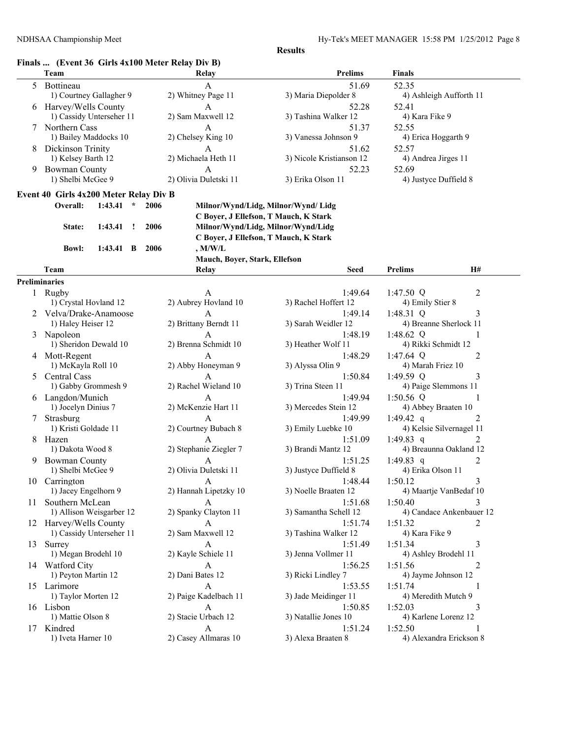**Results**

## Finals ... (Event 36 Girls 4x100 Meter Relay Div B)

| | Team | Relay | Prelims | Finals |
|---|---|---|---|---|
| 5 | Bottineau | A | 51.69 | 52.35 |
| | 1) Courtney Gallagher 9 | 2) Whitney Page 11 | 3) Maria Diepolder 8 | 4) Ashleigh Aufforth 11 |
| 6 | Harvey/Wells County | A | 52.28 | 52.41 |
| | 1) Cassidy Unterseher 11 | 2) Sam Maxwell 12 | 3) Tashina Walker 12 | 4) Kara Fike 9 |
| 7 | Northern Cass | A | 51.37 | 52.55 |
| | 1) Bailey Maddocks 10 | 2) Chelsey King 10 | 3) Vanessa Johnson 9 | 4) Erica Hoggarth 9 |
| 8 | Dickinson Trinity | A | 51.62 | 52.57 |
| | 1) Kelsey Barth 12 | 2) Michaela Heth 11 | 3) Nicole Kristianson 12 | 4) Andrea Jirges 11 |
| 9 | Bowman County | A | 52.23 | 52.69 |
| | 1) Shelbi McGee 9 | 2) Olivia Duletski 11 | 3) Erika Olson 11 | 4) Justyce Duffield 8 |

## Event 40 Girls 4x200 Meter Relay Div B

| | | | | |
|---|---|---|---|---|
| Overall: | 1:43.41 | * | 2006 | Milnor/Wynd/Lidg, Milnor/Wynd/ Lidg<br>C Boyer, J Ellefson, T Mauch, K Stark |
| State: | 1:43.41 | ! | 2006 | Milnor/Wynd/Lidg, Milnor/Wynd/Lidg<br>C Boyer, J Ellefson, T Mauch, K Stark |
| Bowl: | 1:43.41 | B | 2006 | , M/W/L<br>Mauch, Boyer, Stark, Ellefson |

### Preliminaries

| | Team | Relay | Seed | Prelims | H# |
|---|---|---|---|---|---|
| 1 | Rugby | A | 1:49.64 | 1:47.50 Q | 2 |
| | 1) Crystal Hovland 12 | 2) Aubrey Hovland 10 | 3) Rachel Hoffert 12 | 4) Emily Stier 8 | |
| 2 | Velva/Drake-Anamoose | A | 1:49.14 | 1:48.31 Q | 3 |
| | 1) Haley Heiser 12 | 2) Brittany Berndt 11 | 3) Sarah Weidler 12 | 4) Breanne Sherlock 11 | |
| 3 | Napoleon | A | 1:48.19 | 1:48.62 Q | 1 |
| | 1) Sheridon Dewald 10 | 2) Brenna Schmidt 10 | 3) Heather Wolf 11 | 4) Rikki Schmidt 12 | |
| 4 | Mott-Regent | A | 1:48.29 | 1:47.64 Q | 2 |
| | 1) McKayla Roll 10 | 2) Abby Honeyman 9 | 3) Alyssa Olin 9 | 4) Marah Friez 10 | |
| 5 | Central Cass | A | 1:50.84 | 1:49.59 Q | 3 |
| | 1) Gabby Grommesh 9 | 2) Rachel Wieland 10 | 3) Trina Steen 11 | 4) Paige Slemmons 11 | |
| 6 | Langdon/Munich | A | 1:49.94 | 1:50.56 Q | 1 |
| | 1) Jocelyn Dinius 7 | 2) McKenzie Hart 11 | 3) Mercedes Stein 12 | 4) Abbey Braaten 10 | |
| 7 | Strasburg | A | 1:49.99 | 1:49.42 q | 2 |
| | 1) Kristi Goldade 11 | 2) Courtney Bubach 8 | 3) Emily Luebke 10 | 4) Kelsie Silvernagel 11 | |
| 8 | Hazen | A | 1:51.09 | 1:49.83 q | 2 |
| | 1) Dakota Wood 8 | 2) Stephanie Ziegler 7 | 3) Brandi Mantz 12 | 4) Breaunna Oakland 12 | |
| 9 | Bowman County | A | 1:51.25 | 1:49.83 q | 2 |
| | 1) Shelbi McGee 9 | 2) Olivia Duletski 11 | 3) Justyce Duffield 8 | 4) Erika Olson 11 | |
| 10 | Carrington | A | 1:48.44 | 1:50.12 | 3 |
| | 1) Jacey Engelhorn 9 | 2) Hannah Lipetzky 10 | 3) Noelle Braaten 12 | 4) Maartje VanBedaf 10 | |
| 11 | Southern McLean | A | 1:51.68 | 1:50.40 | 3 |
| | 1) Allison Weisgarber 12 | 2) Spanky Clayton 11 | 3) Samantha Schell 12 | 4) Candace Ankenbauer 12 | |
| 12 | Harvey/Wells County | A | 1:51.74 | 1:51.32 | 2 |
| | 1) Cassidy Unterseher 11 | 2) Sam Maxwell 12 | 3) Tashina Walker 12 | 4) Kara Fike 9 | |
| 13 | Surrey | A | 1:51.49 | 1:51.34 | 3 |
| | 1) Megan Brodehl 10 | 2) Kayle Schiele 11 | 3) Jenna Vollmer 11 | 4) Ashley Brodehl 11 | |
| 14 | Watford City | A | 1:56.25 | 1:51.56 | 2 |
| | 1) Peyton Martin 12 | 2) Dani Bates 12 | 3) Ricki Lindley 7 | 4) Jayme Johnson 12 | |
| 15 | Larimore | A | 1:53.55 | 1:51.74 | 1 |
| | 1) Taylor Morten 12 | 2) Paige Kadelbach 11 | 3) Jade Meidinger 11 | 4) Meredith Mutch 9 | |
| 16 | Lisbon | A | 1:50.85 | 1:52.03 | 3 |
| | 1) Mattie Olson 8 | 2) Stacie Urbach 12 | 3) Natallie Jones 10 | 4) Karlene Lorenz 12 | |
| 17 | Kindred | A | 1:51.24 | 1:52.50 | 1 |
| | 1) Iveta Harner 10 | 2) Casey Allmaras 10 | 3) Alexa Braaten 8 | 4) Alexandra Erickson 8 | |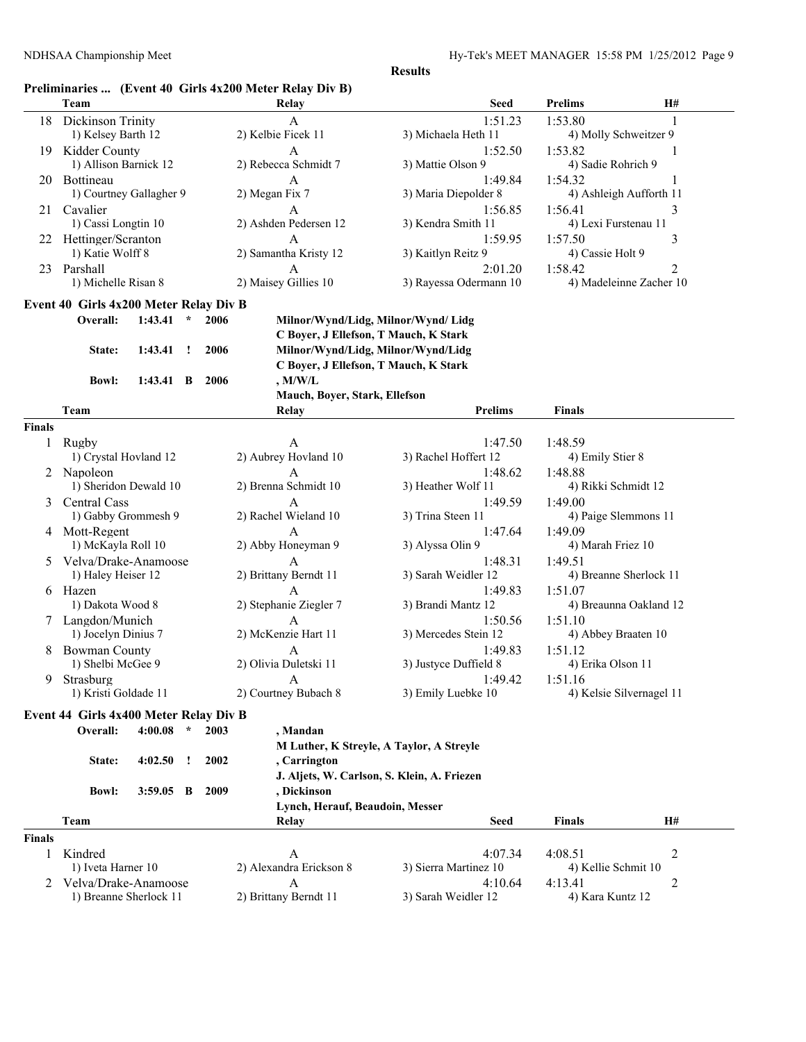**Results**

### Preliminaries ... (Event 40 Girls 4x200 Meter Relay Div B)

| | Team | Relay | Seed | Prelims | H# |
|---|---|---|---|---|---|
| 18 | Dickinson Trinity | A | 1:51.23 | 1:53.80 | 1 |
| | 1) Kelsey Barth 12 | 2) Kelbie Ficek 11 | 3) Michaela Heth 11 | 4) Molly Schweitzer 9 | |
| 19 | Kidder County | A | 1:52.50 | 1:53.82 | 1 |
| | 1) Allison Barnick 12 | 2) Rebecca Schmidt 7 | 3) Mattie Olson 9 | 4) Sadie Rohrich 9 | |
| 20 | Bottineau | A | 1:49.84 | 1:54.32 | 1 |
| | 1) Courtney Gallagher 9 | 2) Megan Fix 7 | 3) Maria Diepolder 8 | 4) Ashleigh Aufforth 11 | |
| 21 | Cavalier | A | 1:56.85 | 1:56.41 | 3 |
| | 1) Cassi Longtin 10 | 2) Ashden Pedersen 12 | 3) Kendra Smith 11 | 4) Lexi Furstenau 11 | |
| 22 | Hettinger/Scranton | A | 1:59.95 | 1:57.50 | 3 |
| | 1) Katie Wolff 8 | 2) Samantha Kristy 12 | 3) Kaitlyn Reitz 9 | 4) Cassie Holt 9 | |
| 23 | Parshall | A | 2:01.20 | 1:58.42 | 2 |
| | 1) Michelle Risan 8 | 2) Maisey Gillies 10 | 3) Rayessa Odermann 10 | 4) Madeleinne Zacher 10 | |

### Event 40 Girls 4x200 Meter Relay Div B

**Overall: 1:43.41 * 2006 Milnor/Wynd/Lidg, Milnor/Wynd/ Lidg**
**C Boyer, J Ellefson, T Mauch, K Stark**

**State: 1:43.41 ! 2006 Milnor/Wynd/Lidg, Milnor/Wynd/Lidg**
**C Boyer, J Ellefson, T Mauch, K Stark**

**Bowl: 1:43.41 B 2006 , M/W/L**
**Mauch, Boyer, Stark, Ellefson**

**Finals**

| | Team | Relay | Prelims | Finals |
|---|---|---|---|---|
| 1 | Rugby | A | 1:47.50 | 1:48.59 |
| | 1) Crystal Hovland 12 | 2) Aubrey Hovland 10 | 3) Rachel Hoffert 12 | 4) Emily Stier 8 |
| 2 | Napoleon | A | 1:48.62 | 1:48.88 |
| | 1) Sheridon Dewald 10 | 2) Brenna Schmidt 10 | 3) Heather Wolf 11 | 4) Rikki Schmidt 12 |
| 3 | Central Cass | A | 1:49.59 | 1:49.00 |
| | 1) Gabby Grommesh 9 | 2) Rachel Wieland 10 | 3) Trina Steen 11 | 4) Paige Slemmons 11 |
| 4 | Mott-Regent | A | 1:47.64 | 1:49.09 |
| | 1) McKayla Roll 10 | 2) Abby Honeyman 9 | 3) Alyssa Olin 9 | 4) Marah Friez 10 |
| 5 | Velva/Drake-Anamoose | A | 1:48.31 | 1:49.51 |
| | 1) Haley Heiser 12 | 2) Brittany Berndt 11 | 3) Sarah Weidler 12 | 4) Breanne Sherlock 11 |
| 6 | Hazen | A | 1:49.83 | 1:51.07 |
| | 1) Dakota Wood 8 | 2) Stephanie Ziegler 7 | 3) Brandi Mantz 12 | 4) Breaunna Oakland 12 |
| 7 | Langdon/Munich | A | 1:50.56 | 1:51.10 |
| | 1) Jocelyn Dinius 7 | 2) McKenzie Hart 11 | 3) Mercedes Stein 12 | 4) Abbey Braaten 10 |
| 8 | Bowman County | A | 1:49.83 | 1:51.12 |
| | 1) Shelbi McGee 9 | 2) Olivia Duletski 11 | 3) Justyce Duffield 8 | 4) Erika Olson 11 |
| 9 | Strasburg | A | 1:49.42 | 1:51.16 |
| | 1) Kristi Goldade 11 | 2) Courtney Bubach 8 | 3) Emily Luebke 10 | 4) Kelsie Silvernagel 11 |

### Event 44 Girls 4x400 Meter Relay Div B

**Overall: 4:00.08 * 2003 , Mandan**
**M Luther, K Streyle, A Taylor, A Streyle**

**State: 4:02.50 ! 2002 , Carrington**
**J. Aljets, W. Carlson, S. Klein, A. Friezen**

**Bowl: 3:59.05 B 2009 , Dickinson**
**Lynch, Herauf, Beaudoin, Messer**

**Finals**

| | Team | Relay | Seed | Finals | H# |
|---|---|---|---|---|---|
| 1 | Kindred | A | 4:07.34 | 4:08.51 | 2 |
| | 1) Iveta Harner 10 | 2) Alexandra Erickson 8 | 3) Sierra Martinez 10 | 4) Kellie Schmit 10 | |
| 2 | Velva/Drake-Anamoose | A | 4:10.64 | 4:13.41 | 2 |
| | 1) Breanne Sherlock 11 | 2) Brittany Berndt 11 | 3) Sarah Weidler 12 | 4) Kara Kuntz 12 | |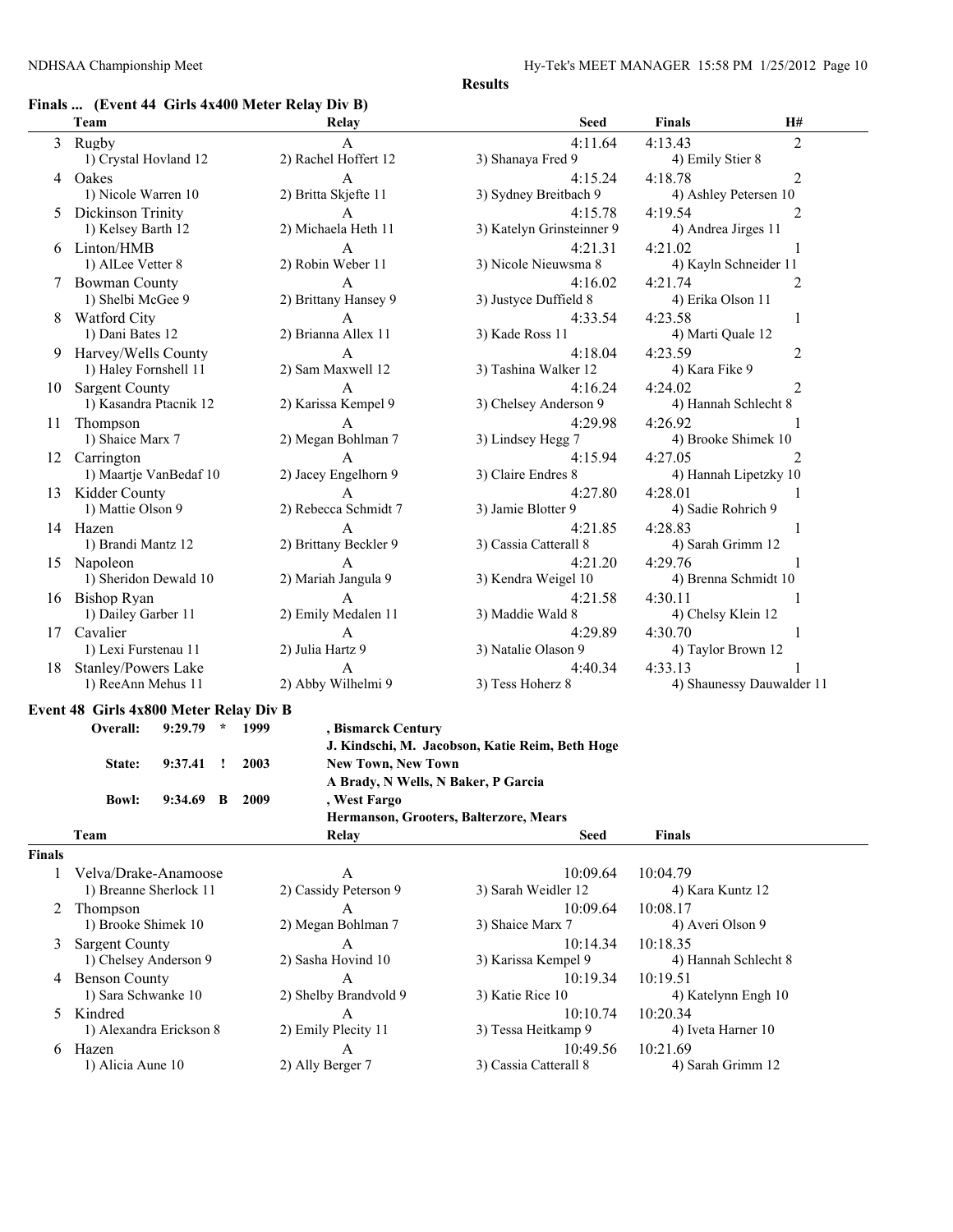**Results**

## Finals ... (Event 44 Girls 4x400 Meter Relay Div B)

| | Team | Relay | Seed | Finals | H# |
|---|---|---|---|---|---|
| 3 | Rugby | A | 4:11.64 | 4:13.43 | 2 |
| | 1) Crystal Hovland 12 | 2) Rachel Hoffert 12 | 3) Shanaya Fred 9 | 4) Emily Stier 8 | |
| 4 | Oakes | A | 4:15.24 | 4:18.78 | 2 |
| | 1) Nicole Warren 10 | 2) Britta Skjefte 11 | 3) Sydney Breitbach 9 | 4) Ashley Petersen 10 | |
| 5 | Dickinson Trinity | A | 4:15.78 | 4:19.54 | 2 |
| | 1) Kelsey Barth 12 | 2) Michaela Heth 11 | 3) Katelyn Grinsteinner 9 | 4) Andrea Jirges 11 | |
| 6 | Linton/HMB | A | 4:21.31 | 4:21.02 | 1 |
| | 1) AlLee Vetter 8 | 2) Robin Weber 11 | 3) Nicole Nieuwsma 8 | 4) Kayln Schneider 11 | |
| 7 | Bowman County | A | 4:16.02 | 4:21.74 | 2 |
| | 1) Shelbi McGee 9 | 2) Brittany Hansey 9 | 3) Justyce Duffield 8 | 4) Erika Olson 11 | |
| 8 | Watford City | A | 4:33.54 | 4:23.58 | 1 |
| | 1) Dani Bates 12 | 2) Brianna Allex 11 | 3) Kade Ross 11 | 4) Marti Quale 12 | |
| 9 | Harvey/Wells County | A | 4:18.04 | 4:23.59 | 2 |
| | 1) Haley Fornshell 11 | 2) Sam Maxwell 12 | 3) Tashina Walker 12 | 4) Kara Fike 9 | |
| 10 | Sargent County | A | 4:16.24 | 4:24.02 | 2 |
| | 1) Kasandra Ptacnik 12 | 2) Karissa Kempel 9 | 3) Chelsey Anderson 9 | 4) Hannah Schlecht 8 | |
| 11 | Thompson | A | 4:29.98 | 4:26.92 | 1 |
| | 1) Shaice Marx 7 | 2) Megan Bohlman 7 | 3) Lindsey Hegg 7 | 4) Brooke Shimek 10 | |
| 12 | Carrington | A | 4:15.94 | 4:27.05 | 2 |
| | 1) Maartje VanBedaf 10 | 2) Jacey Engelhorn 9 | 3) Claire Endres 8 | 4) Hannah Lipetzky 10 | |
| 13 | Kidder County | A | 4:27.80 | 4:28.01 | 1 |
| | 1) Mattie Olson 9 | 2) Rebecca Schmidt 7 | 3) Jamie Blotter 9 | 4) Sadie Rohrich 9 | |
| 14 | Hazen | A | 4:21.85 | 4:28.83 | 1 |
| | 1) Brandi Mantz 12 | 2) Brittany Beckler 9 | 3) Cassia Catterall 8 | 4) Sarah Grimm 12 | |
| 15 | Napoleon | A | 4:21.20 | 4:29.76 | 1 |
| | 1) Sheridon Dewald 10 | 2) Mariah Jangula 9 | 3) Kendra Weigel 10 | 4) Brenna Schmidt 10 | |
| 16 | Bishop Ryan | A | 4:21.58 | 4:30.11 | 1 |
| | 1) Dailey Garber 11 | 2) Emily Medalen 11 | 3) Maddie Wald 8 | 4) Chelsy Klein 12 | |
| 17 | Cavalier | A | 4:29.89 | 4:30.70 | 1 |
| | 1) Lexi Furstenau 11 | 2) Julia Hartz 9 | 3) Natalie Olason 9 | 4) Taylor Brown 12 | |
| 18 | Stanley/Powers Lake | A | 4:40.34 | 4:33.13 | 1 |
| | 1) ReeAnn Mehus 11 | 2) Abby Wilhelmi 9 | 3) Tess Hoherz 8 | 4) Shaunessy Dauwalder 11 | |

## Event 48 Girls 4x800 Meter Relay Div B

| | | | | |
|---|---|---|---|---|
| Overall: | 9:29.79 | * | 1999 | , Bismarck Century |
| | | | | J. Kindschi, M. Jacobson, Katie Reim, Beth Hoge |
| State: | 9:37.41 | ! | 2003 | New Town, New Town |
| | | | | A Brady, N Wells, N Baker, P Garcia |
| Bowl: | 9:34.69 | B | 2009 | , West Fargo |
| | | | | Hermanson, Grooters, Balterzore, Mears |

**Finals**

| | Team | Relay | Seed | Finals |
|---|---|---|---|---|
| 1 | Velva/Drake-Anamoose | A | 10:09.64 | 10:04.79 |
| | 1) Breanne Sherlock 11 | 2) Cassidy Peterson 9 | 3) Sarah Weidler 12 | 4) Kara Kuntz 12 |
| 2 | Thompson | A | 10:09.64 | 10:08.17 |
| | 1) Brooke Shimek 10 | 2) Megan Bohlman 7 | 3) Shaice Marx 7 | 4) Averi Olson 9 |
| 3 | Sargent County | A | 10:14.34 | 10:18.35 |
| | 1) Chelsey Anderson 9 | 2) Sasha Hovind 10 | 3) Karissa Kempel 9 | 4) Hannah Schlecht 8 |
| 4 | Benson County | A | 10:19.34 | 10:19.51 |
| | 1) Sara Schwanke 10 | 2) Shelby Brandvold 9 | 3) Katie Rice 10 | 4) Katelynn Engh 10 |
| 5 | Kindred | A | 10:10.74 | 10:20.34 |
| | 1) Alexandra Erickson 8 | 2) Emily Plecity 11 | 3) Tessa Heitkamp 9 | 4) Iveta Harner 10 |
| 6 | Hazen | A | 10:49.56 | 10:21.69 |
| | 1) Alicia Aune 10 | 2) Ally Berger 7 | 3) Cassia Catterall 8 | 4) Sarah Grimm 12 |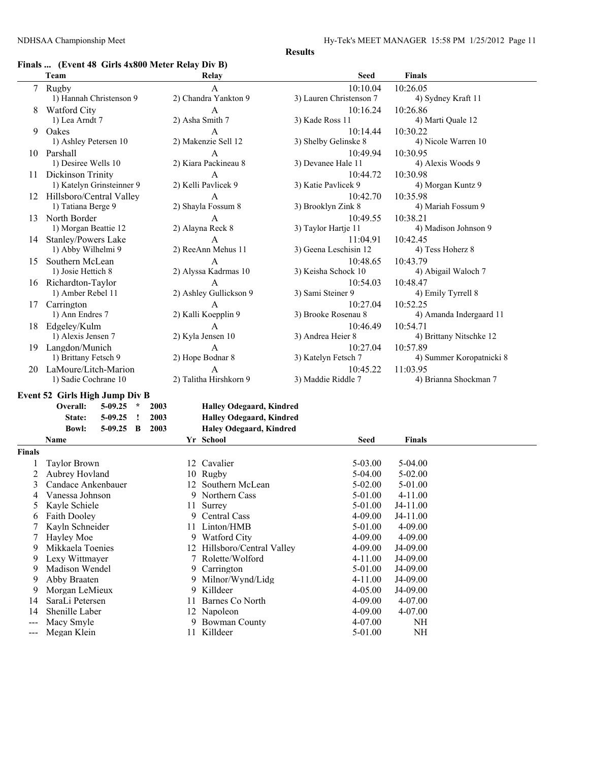**Results**

## Finals ... (Event 48 Girls 4x800 Meter Relay Div B)

| | Team | Relay | Seed | Finals |
|---|---|---|---|---|
| 7 | Rugby | A | 10:10.04 | 10:26.05 |
| | 1) Hannah Christenson 9 | 2) Chandra Yankton 9 | 3) Lauren Christenson 7 | 4) Sydney Kraft 11 |
| 8 | Watford City | A | 10:16.24 | 10:26.86 |
| | 1) Lea Arndt 7 | 2) Asha Smith 7 | 3) Kade Ross 11 | 4) Marti Quale 12 |
| 9 | Oakes | A | 10:14.44 | 10:30.22 |
| | 1) Ashley Petersen 10 | 2) Makenzie Sell 12 | 3) Shelby Gelinske 8 | 4) Nicole Warren 10 |
| 10 | Parshall | A | 10:49.94 | 10:30.95 |
| | 1) Desiree Wells 10 | 2) Kiara Packineau 8 | 3) Devanee Hale 11 | 4) Alexis Woods 9 |
| 11 | Dickinson Trinity | A | 10:44.72 | 10:30.98 |
| | 1) Katelyn Grinsteinner 9 | 2) Kelli Pavlicek 9 | 3) Katie Pavlicek 9 | 4) Morgan Kuntz 9 |
| 12 | Hillsboro/Central Valley | A | 10:42.70 | 10:35.98 |
| | 1) Tatiana Berge 9 | 2) Shayla Fossum 8 | 3) Brooklyn Zink 8 | 4) Mariah Fossum 9 |
| 13 | North Border | A | 10:49.55 | 10:38.21 |
| | 1) Morgan Beattie 12 | 2) Alayna Reck 8 | 3) Taylor Hartje 11 | 4) Madison Johnson 9 |
| 14 | Stanley/Powers Lake | A | 11:04.91 | 10:42.45 |
| | 1) Abby Wilhelmi 9 | 2) ReeAnn Mehus 11 | 3) Geena Leschisin 12 | 4) Tess Hoherz 8 |
| 15 | Southern McLean | A | 10:48.65 | 10:43.79 |
| | 1) Josie Hettich 8 | 2) Alyssa Kadrmas 10 | 3) Keisha Schock 10 | 4) Abigail Waloch 7 |
| 16 | Richardton-Taylor | A | 10:54.03 | 10:48.47 |
| | 1) Amber Rebel 11 | 2) Ashley Gullickson 9 | 3) Sami Steiner 9 | 4) Emily Tyrrell 8 |
| 17 | Carrington | A | 10:27.04 | 10:52.25 |
| | 1) Ann Endres 7 | 2) Kalli Koepplin 9 | 3) Brooke Rosenau 8 | 4) Amanda Indergaard 11 |
| 18 | Edgeley/Kulm | A | 10:46.49 | 10:54.71 |
| | 1) Alexis Jensen 7 | 2) Kyla Jensen 10 | 3) Andrea Heier 8 | 4) Brittany Nitschke 12 |
| 19 | Langdon/Munich | A | 10:27.04 | 10:57.89 |
| | 1) Brittany Fetsch 9 | 2) Hope Bodnar 8 | 3) Katelyn Fetsch 7 | 4) Summer Koropatnicki 8 |
| 20 | LaMoure/Litch-Marion | A | 10:45.22 | 11:03.95 |
| | 1) Sadie Cochrane 10 | 2) Talitha Hirshkorn 9 | 3) Maddie Riddle 7 | 4) Brianna Shockman 7 |

## Event 52 Girls High Jump Div B

**Overall: 5-09.25 * 2003 Halley Odegaard, Kindred**
**State: 5-09.25 ! 2003 Halley Odegaard, Kindred**
**Bowl: 5-09.25 B 2003 Haley Odegaard, Kindred**

| | Name | Yr | School | Seed | Finals |
|---|---|---|---|---|---|
| **Finals** | | | | | |
| 1 | Taylor Brown | 12 | Cavalier | 5-03.00 | 5-04.00 |
| 2 | Aubrey Hovland | 10 | Rugby | 5-04.00 | 5-02.00 |
| 3 | Candace Ankenbauer | 12 | Southern McLean | 5-02.00 | 5-01.00 |
| 4 | Vanessa Johnson | 9 | Northern Cass | 5-01.00 | 4-11.00 |
| 5 | Kayle Schiele | 11 | Surrey | 5-01.00 | J4-11.00 |
| 6 | Faith Dooley | 9 | Central Cass | 4-09.00 | J4-11.00 |
| 7 | Kayln Schneider | 11 | Linton/HMB | 5-01.00 | 4-09.00 |
| 7 | Hayley Moe | 9 | Watford City | 4-09.00 | 4-09.00 |
| 9 | Mikkaela Toenies | 12 | Hillsboro/Central Valley | 4-09.00 | J4-09.00 |
| 9 | Lexy Wittmayer | 7 | Rolette/Wolford | 4-11.00 | J4-09.00 |
| 9 | Madison Wendel | 9 | Carrington | 5-01.00 | J4-09.00 |
| 9 | Abby Braaten | 9 | Milnor/Wynd/Lidg | 4-11.00 | J4-09.00 |
| 9 | Morgan LeMieux | 9 | Killdeer | 4-05.00 | J4-09.00 |
| 14 | SaraLi Petersen | 11 | Barnes Co North | 4-09.00 | 4-07.00 |
| 14 | Shenille Laber | 12 | Napoleon | 4-09.00 | 4-07.00 |
| --- | Macy Smyle | 9 | Bowman County | 4-07.00 | NH |
| --- | Megan Klein | 11 | Killdeer | 5-01.00 | NH |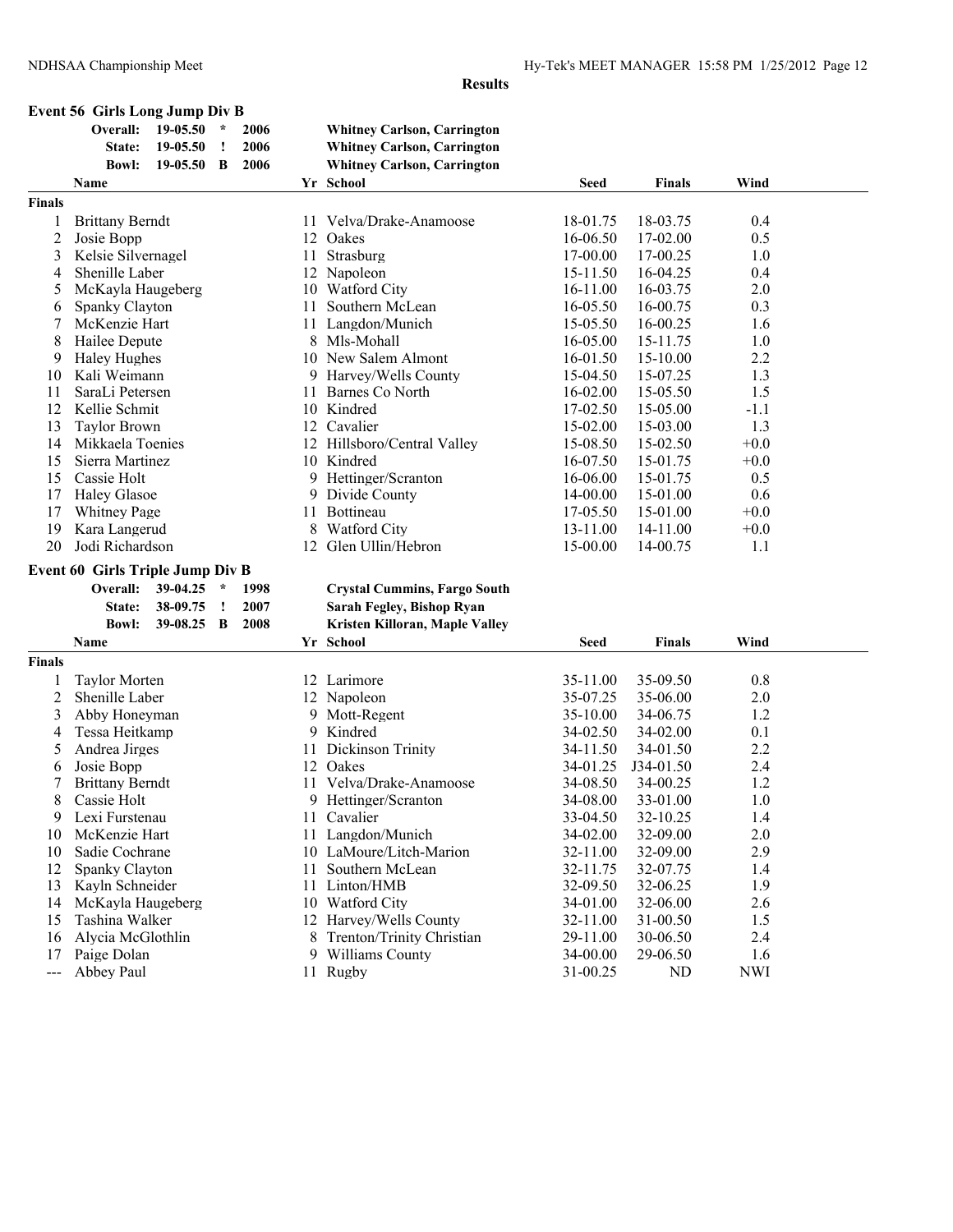## Results

### Event 56 Girls Long Jump Div B

| | | | | |
|---|---|---|---|---|
| Overall: | 19-05.50 | * | 2006 | Whitney Carlson, Carrington |
| State: | 19-05.50 | ! | 2006 | Whitney Carlson, Carrington |
| Bowl: | 19-05.50 | B | 2006 | Whitney Carlson, Carrington |

| | Name | Yr | School | Seed | Finals | Wind |
|---|---|---|---|---|---|---|
| **Finals** | | | | | | |
| 1 | Brittany Berndt | 11 | Velva/Drake-Anamoose | 18-01.75 | 18-03.75 | 0.4 |
| 2 | Josie Bopp | 12 | Oakes | 16-06.50 | 17-02.00 | 0.5 |
| 3 | Kelsie Silvernagel | 11 | Strasburg | 17-00.00 | 17-00.25 | 1.0 |
| 4 | Shenille Laber | 12 | Napoleon | 15-11.50 | 16-04.25 | 0.4 |
| 5 | McKayla Haugeberg | 10 | Watford City | 16-11.00 | 16-03.75 | 2.0 |
| 6 | Spanky Clayton | 11 | Southern McLean | 16-05.50 | 16-00.75 | 0.3 |
| 7 | McKenzie Hart | 11 | Langdon/Munich | 15-05.50 | 16-00.25 | 1.6 |
| 8 | Hailee Depute | 8 | Mls-Mohall | 16-05.00 | 15-11.75 | 1.0 |
| 9 | Haley Hughes | 10 | New Salem Almont | 16-01.50 | 15-10.00 | 2.2 |
| 10 | Kali Weimann | 9 | Harvey/Wells County | 15-04.50 | 15-07.25 | 1.3 |
| 11 | SaraLi Petersen | 11 | Barnes Co North | 16-02.00 | 15-05.50 | 1.5 |
| 12 | Kellie Schmit | 10 | Kindred | 17-02.50 | 15-05.00 | -1.1 |
| 13 | Taylor Brown | 12 | Cavalier | 15-02.00 | 15-03.00 | 1.3 |
| 14 | Mikkaela Toenies | 12 | Hillsboro/Central Valley | 15-08.50 | 15-02.50 | +0.0 |
| 15 | Sierra Martinez | 10 | Kindred | 16-07.50 | 15-01.75 | +0.0 |
| 15 | Cassie Holt | 9 | Hettinger/Scranton | 16-06.00 | 15-01.75 | 0.5 |
| 17 | Haley Glasoe | 9 | Divide County | 14-00.00 | 15-01.00 | 0.6 |
| 17 | Whitney Page | 11 | Bottineau | 17-05.50 | 15-01.00 | +0.0 |
| 19 | Kara Langerud | 8 | Watford City | 13-11.00 | 14-11.00 | +0.0 |
| 20 | Jodi Richardson | 12 | Glen Ullin/Hebron | 15-00.00 | 14-00.75 | 1.1 |

### Event 60 Girls Triple Jump Div B

| | | | | |
|---|---|---|---|---|
| Overall: | 39-04.25 | * | 1998 | Crystal Cummins, Fargo South |
| State: | 38-09.75 | ! | 2007 | Sarah Fegley, Bishop Ryan |
| Bowl: | 39-08.25 | B | 2008 | Kristen Killoran, Maple Valley |

| | Name | Yr | School | Seed | Finals | Wind |
|---|---|---|---|---|---|---|
| **Finals** | | | | | | |
| 1 | Taylor Morten | 12 | Larimore | 35-11.00 | 35-09.50 | 0.8 |
| 2 | Shenille Laber | 12 | Napoleon | 35-07.25 | 35-06.00 | 2.0 |
| 3 | Abby Honeyman | 9 | Mott-Regent | 35-10.00 | 34-06.75 | 1.2 |
| 4 | Tessa Heitkamp | 9 | Kindred | 34-02.50 | 34-02.00 | 0.1 |
| 5 | Andrea Jirges | 11 | Dickinson Trinity | 34-11.50 | 34-01.50 | 2.2 |
| 6 | Josie Bopp | 12 | Oakes | 34-01.25 | J34-01.50 | 2.4 |
| 7 | Brittany Berndt | 11 | Velva/Drake-Anamoose | 34-08.50 | 34-00.25 | 1.2 |
| 8 | Cassie Holt | 9 | Hettinger/Scranton | 34-08.00 | 33-01.00 | 1.0 |
| 9 | Lexi Furstenau | 11 | Cavalier | 33-04.50 | 32-10.25 | 1.4 |
| 10 | McKenzie Hart | 11 | Langdon/Munich | 34-02.00 | 32-09.00 | 2.0 |
| 10 | Sadie Cochrane | 10 | LaMoure/Litch-Marion | 32-11.00 | 32-09.00 | 2.9 |
| 12 | Spanky Clayton | 11 | Southern McLean | 32-11.75 | 32-07.75 | 1.4 |
| 13 | Kayln Schneider | 11 | Linton/HMB | 32-09.50 | 32-06.25 | 1.9 |
| 14 | McKayla Haugeberg | 10 | Watford City | 34-01.00 | 32-06.00 | 2.6 |
| 15 | Tashina Walker | 12 | Harvey/Wells County | 32-11.00 | 31-00.50 | 1.5 |
| 16 | Alycia McGlothlin | 8 | Trenton/Trinity Christian | 29-11.00 | 30-06.50 | 2.4 |
| 17 | Paige Dolan | 9 | Williams County | 34-00.00 | 29-06.50 | 1.6 |
| --- | Abbey Paul | 11 | Rugby | 31-00.25 | ND | NWI |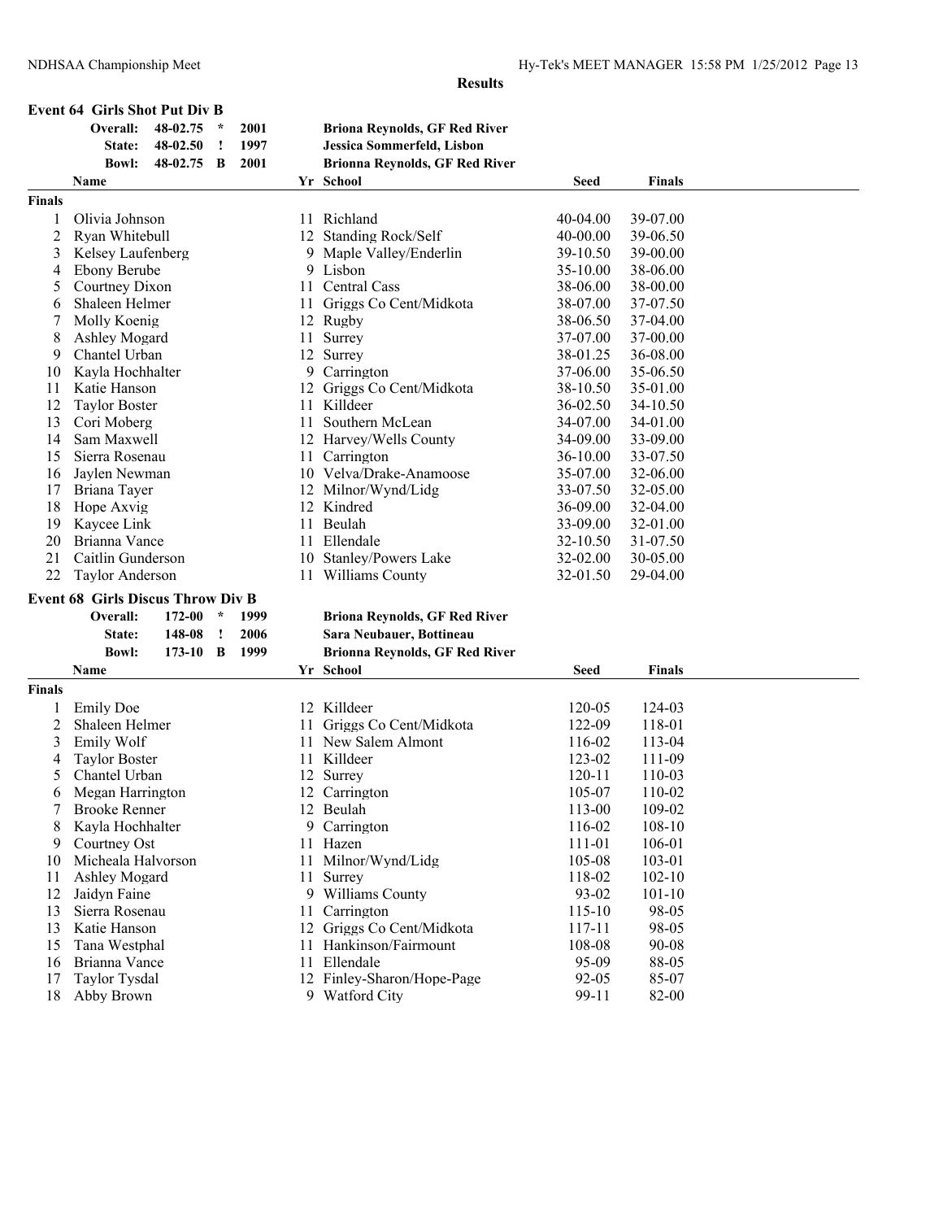**Results**

### Event 64 Girls Shot Put Div B

| | | | | |
|---|---|---|---|---|
| Overall: | 48-02.75 | * | 2001 | Briona Reynolds, GF Red River |
| State: | 48-02.50 | ! | 1997 | Jessica Sommerfeld, Lisbon |
| Bowl: | 48-02.75 | B | 2001 | Brionna Reynolds, GF Red River |

| | Name | Yr | School | Seed | Finals |
|---|---|---|---|---|---|
| **Finals** | | | | | |
| 1 | Olivia Johnson | 11 | Richland | 40-04.00 | 39-07.00 |
| 2 | Ryan Whitebull | 12 | Standing Rock/Self | 40-00.00 | 39-06.50 |
| 3 | Kelsey Laufenberg | 9 | Maple Valley/Enderlin | 39-10.50 | 39-00.00 |
| 4 | Ebony Berube | 9 | Lisbon | 35-10.00 | 38-06.00 |
| 5 | Courtney Dixon | 11 | Central Cass | 38-06.00 | 38-00.00 |
| 6 | Shaleen Helmer | 11 | Griggs Co Cent/Midkota | 38-07.00 | 37-07.50 |
| 7 | Molly Koenig | 12 | Rugby | 38-06.50 | 37-04.00 |
| 8 | Ashley Mogard | 11 | Surrey | 37-07.00 | 37-00.00 |
| 9 | Chantel Urban | 12 | Surrey | 38-01.25 | 36-08.00 |
| 10 | Kayla Hochhalter | 9 | Carrington | 37-06.00 | 35-06.50 |
| 11 | Katie Hanson | 12 | Griggs Co Cent/Midkota | 38-10.50 | 35-01.00 |
| 12 | Taylor Boster | 11 | Killdeer | 36-02.50 | 34-10.50 |
| 13 | Cori Moberg | 11 | Southern McLean | 34-07.00 | 34-01.00 |
| 14 | Sam Maxwell | 12 | Harvey/Wells County | 34-09.00 | 33-09.00 |
| 15 | Sierra Rosenau | 11 | Carrington | 36-10.00 | 33-07.50 |
| 16 | Jaylen Newman | 10 | Velva/Drake-Anamoose | 35-07.00 | 32-06.00 |
| 17 | Briana Tayer | 12 | Milnor/Wynd/Lidg | 33-07.50 | 32-05.00 |
| 18 | Hope Axvig | 12 | Kindred | 36-09.00 | 32-04.00 |
| 19 | Kaycee Link | 11 | Beulah | 33-09.00 | 32-01.00 |
| 20 | Brianna Vance | 11 | Ellendale | 32-10.50 | 31-07.50 |
| 21 | Caitlin Gunderson | 10 | Stanley/Powers Lake | 32-02.00 | 30-05.00 |
| 22 | Taylor Anderson | 11 | Williams County | 32-01.50 | 29-04.00 |

### Event 68 Girls Discus Throw Div B

| | | | | |
|---|---|---|---|---|
| Overall: | 172-00 | * | 1999 | Briona Reynolds, GF Red River |
| State: | 148-08 | ! | 2006 | Sara Neubauer, Bottineau |
| Bowl: | 173-10 | B | 1999 | Brionna Reynolds, GF Red River |

| | Name | Yr | School | Seed | Finals |
|---|---|---|---|---|---|
| **Finals** | | | | | |
| 1 | Emily Doe | 12 | Killdeer | 120-05 | 124-03 |
| 2 | Shaleen Helmer | 11 | Griggs Co Cent/Midkota | 122-09 | 118-01 |
| 3 | Emily Wolf | 11 | New Salem Almont | 116-02 | 113-04 |
| 4 | Taylor Boster | 11 | Killdeer | 123-02 | 111-09 |
| 5 | Chantel Urban | 12 | Surrey | 120-11 | 110-03 |
| 6 | Megan Harrington | 12 | Carrington | 105-07 | 110-02 |
| 7 | Brooke Renner | 12 | Beulah | 113-00 | 109-02 |
| 8 | Kayla Hochhalter | 9 | Carrington | 116-02 | 108-10 |
| 9 | Courtney Ost | 11 | Hazen | 111-01 | 106-01 |
| 10 | Micheala Halvorson | 11 | Milnor/Wynd/Lidg | 105-08 | 103-01 |
| 11 | Ashley Mogard | 11 | Surrey | 118-02 | 102-10 |
| 12 | Jaidyn Faine | 9 | Williams County | 93-02 | 101-10 |
| 13 | Sierra Rosenau | 11 | Carrington | 115-10 | 98-05 |
| 13 | Katie Hanson | 12 | Griggs Co Cent/Midkota | 117-11 | 98-05 |
| 15 | Tana Westphal | 11 | Hankinson/Fairmount | 108-08 | 90-08 |
| 16 | Brianna Vance | 11 | Ellendale | 95-09 | 88-05 |
| 17 | Taylor Tysdal | 12 | Finley-Sharon/Hope-Page | 92-05 | 85-07 |
| 18 | Abby Brown | 9 | Watford City | 99-11 | 82-00 |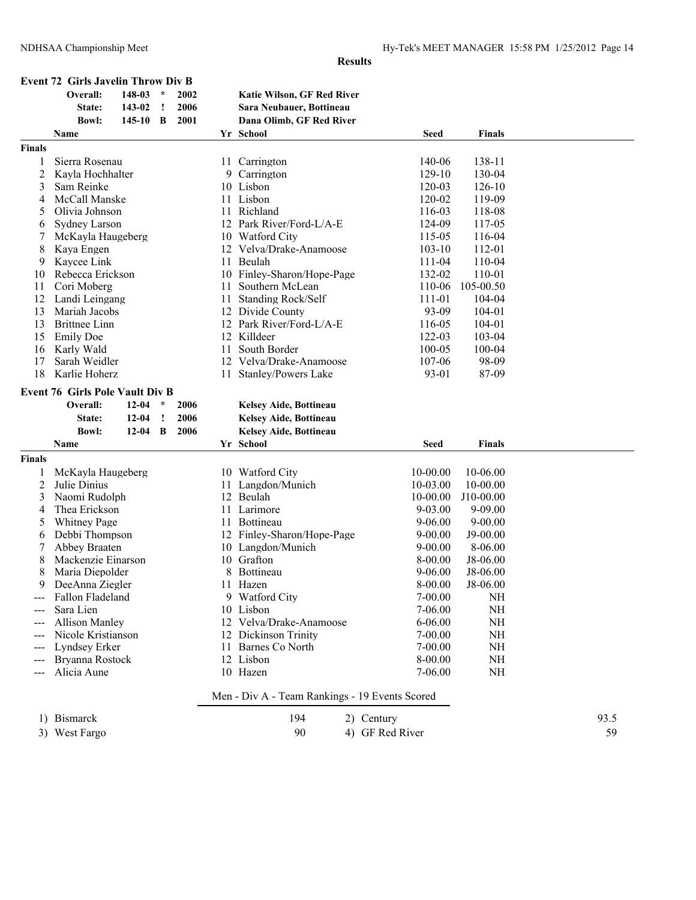**Results**

### Event 72 Girls Javelin Throw Div B

| | | | | |
|---|---|---|---|---|
| Overall: | 148-03 | * | 2002 | Katie Wilson, GF Red River |
| State: | 143-02 | ! | 2006 | Sara Neubauer, Bottineau |
| Bowl: | 145-10 | B | 2001 | Dana Olimb, GF Red River |

**Finals**

| | Name | Yr | School | Seed | Finals |
|---|---|---|---|---|---|
| 1 | Sierra Rosenau | 11 | Carrington | 140-06 | 138-11 |
| 2 | Kayla Hochhalter | 9 | Carrington | 129-10 | 130-04 |
| 3 | Sam Reinke | 10 | Lisbon | 120-03 | 126-10 |
| 4 | McCall Manske | 11 | Lisbon | 120-02 | 119-09 |
| 5 | Olivia Johnson | 11 | Richland | 116-03 | 118-08 |
| 6 | Sydney Larson | 12 | Park River/Ford-L/A-E | 124-09 | 117-05 |
| 7 | McKayla Haugeberg | 10 | Watford City | 115-05 | 116-04 |
| 8 | Kaya Engen | 12 | Velva/Drake-Anamoose | 103-10 | 112-01 |
| 9 | Kaycee Link | 11 | Beulah | 111-04 | 110-04 |
| 10 | Rebecca Erickson | 10 | Finley-Sharon/Hope-Page | 132-02 | 110-01 |
| 11 | Cori Moberg | 11 | Southern McLean | 110-06 | 105-00.50 |
| 12 | Landi Leingang | 11 | Standing Rock/Self | 111-01 | 104-04 |
| 13 | Mariah Jacobs | 12 | Divide County | 93-09 | 104-01 |
| 13 | Brittnee Linn | 12 | Park River/Ford-L/A-E | 116-05 | 104-01 |
| 15 | Emily Doe | 12 | Killdeer | 122-03 | 103-04 |
| 16 | Karly Wald | 11 | South Border | 100-05 | 100-04 |
| 17 | Sarah Weidler | 12 | Velva/Drake-Anamoose | 107-06 | 98-09 |
| 18 | Karlie Hoherz | 11 | Stanley/Powers Lake | 93-01 | 87-09 |

### Event 76 Girls Pole Vault Div B

| | | | | |
|---|---|---|---|---|
| Overall: | 12-04 | * | 2006 | Kelsey Aide, Bottineau |
| State: | 12-04 | ! | 2006 | Kelsey Aide, Bottineau |
| Bowl: | 12-04 | B | 2006 | Kelsey Aide, Bottineau |

**Finals**

| | Name | Yr | School | Seed | Finals |
|---|---|---|---|---|---|
| 1 | McKayla Haugeberg | 10 | Watford City | 10-00.00 | 10-06.00 |
| 2 | Julie Dinius | 11 | Langdon/Munich | 10-03.00 | 10-00.00 |
| 3 | Naomi Rudolph | 12 | Beulah | 10-00.00 | J10-00.00 |
| 4 | Thea Erickson | 11 | Larimore | 9-03.00 | 9-09.00 |
| 5 | Whitney Page | 11 | Bottineau | 9-06.00 | 9-00.00 |
| 6 | Debbi Thompson | 12 | Finley-Sharon/Hope-Page | 9-00.00 | J9-00.00 |
| 7 | Abbey Braaten | 10 | Langdon/Munich | 9-00.00 | 8-06.00 |
| 8 | Mackenzie Einarson | 10 | Grafton | 8-00.00 | J8-06.00 |
| 8 | Maria Diepolder | 8 | Bottineau | 9-06.00 | J8-06.00 |
| 9 | DeeAnna Ziegler | 11 | Hazen | 8-00.00 | J8-06.00 |
| --- | Fallon Fladeland | 9 | Watford City | 7-00.00 | NH |
| --- | Sara Lien | 10 | Lisbon | 7-06.00 | NH |
| --- | Allison Manley | 12 | Velva/Drake-Anamoose | 6-06.00 | NH |
| --- | Nicole Kristianson | 12 | Dickinson Trinity | 7-00.00 | NH |
| --- | Lyndsey Erker | 11 | Barnes Co North | 7-00.00 | NH |
| --- | Bryanna Rostock | 12 | Lisbon | 8-00.00 | NH |
| --- | Alicia Aune | 10 | Hazen | 7-06.00 | NH |

### Men - Div A - Team Rankings - 19 Events Scored

| | | | | |
|---|---|---|---|---|
| 1) Bismarck | 194 | | 2) Century | 93.5 |
| 3) West Fargo | 90 | | 4) GF Red River | 59 |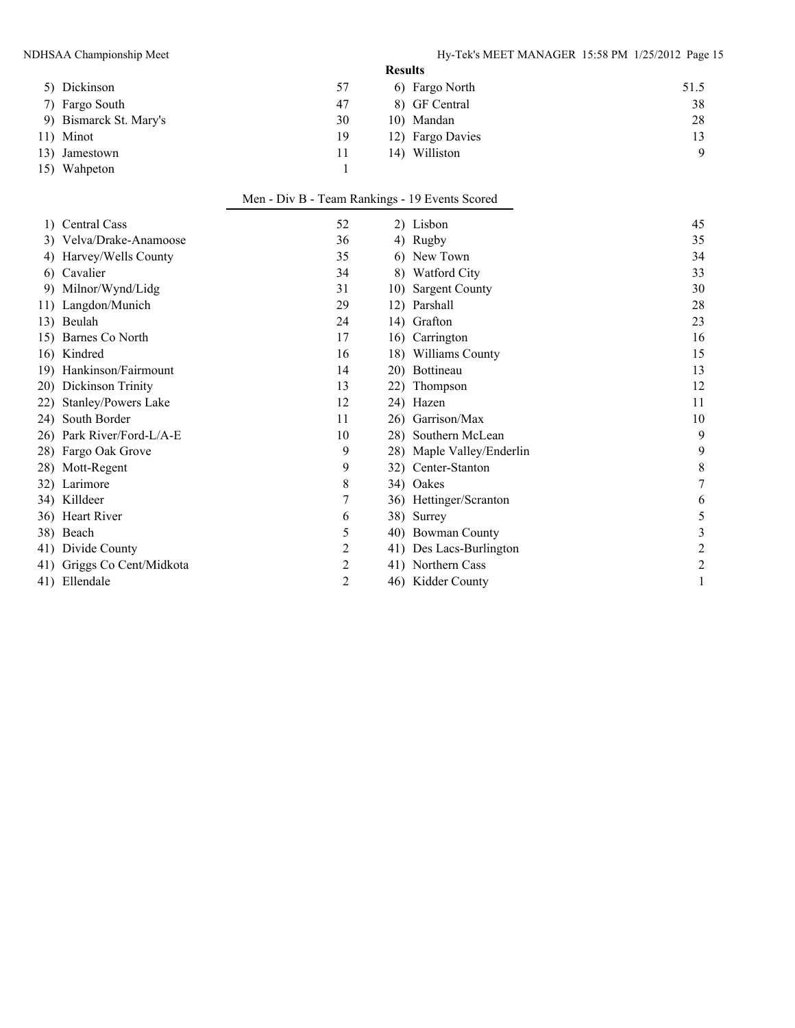**Results**

| | | | |
|---|---|---|---|
| 5) Dickinson | 57 | 6) Fargo North | 51.5 |
| 7) Fargo South | 47 | 8) GF Central | 38 |
| 9) Bismarck St. Mary's | 30 | 10) Mandan | 28 |
| 11) Minot | 19 | 12) Fargo Davies | 13 |
| 13) Jamestown | 11 | 14) Williston | 9 |
| 15) Wahpeton | 1 | | |

## Men - Div B - Team Rankings - 19 Events Scored

| | | | |
|---|---|---|---|
| 1) Central Cass | 52 | 2) Lisbon | 45 |
| 3) Velva/Drake-Anamoose | 36 | 4) Rugby | 35 |
| 4) Harvey/Wells County | 35 | 6) New Town | 34 |
| 6) Cavalier | 34 | 8) Watford City | 33 |
| 9) Milnor/Wynd/Lidg | 31 | 10) Sargent County | 30 |
| 11) Langdon/Munich | 29 | 12) Parshall | 28 |
| 13) Beulah | 24 | 14) Grafton | 23 |
| 15) Barnes Co North | 17 | 16) Carrington | 16 |
| 16) Kindred | 16 | 18) Williams County | 15 |
| 19) Hankinson/Fairmount | 14 | 20) Bottineau | 13 |
| 20) Dickinson Trinity | 13 | 22) Thompson | 12 |
| 22) Stanley/Powers Lake | 12 | 24) Hazen | 11 |
| 24) South Border | 11 | 26) Garrison/Max | 10 |
| 26) Park River/Ford-L/A-E | 10 | 28) Southern McLean | 9 |
| 28) Fargo Oak Grove | 9 | 28) Maple Valley/Enderlin | 9 |
| 28) Mott-Regent | 9 | 32) Center-Stanton | 8 |
| 32) Larimore | 8 | 34) Oakes | 7 |
| 34) Killdeer | 7 | 36) Hettinger/Scranton | 6 |
| 36) Heart River | 6 | 38) Surrey | 5 |
| 38) Beach | 5 | 40) Bowman County | 3 |
| 41) Divide County | 2 | 41) Des Lacs-Burlington | 2 |
| 41) Griggs Co Cent/Midkota | 2 | 41) Northern Cass | 2 |
| 41) Ellendale | 2 | 46) Kidder County | 1 |